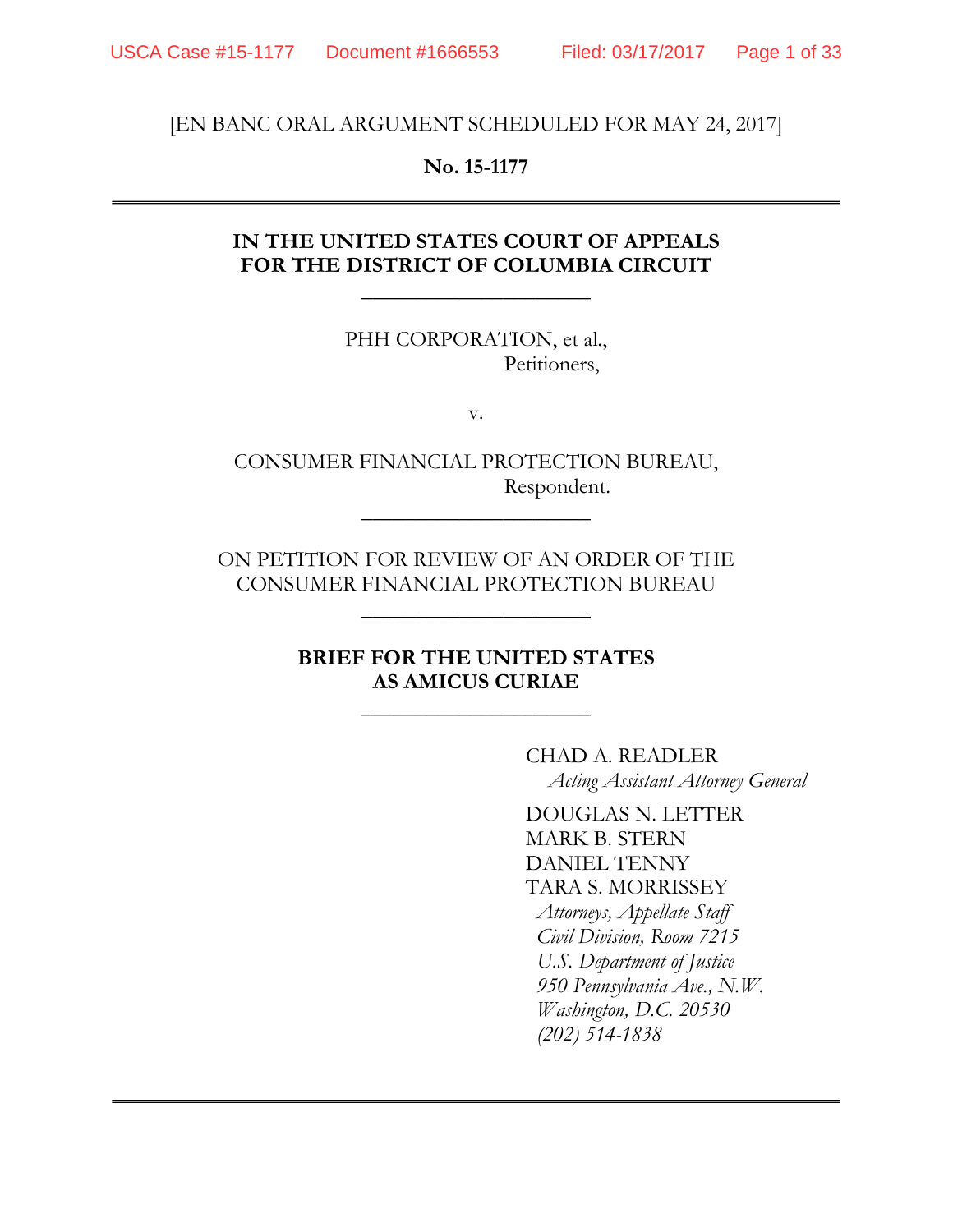[EN BANC ORAL ARGUMENT SCHEDULED FOR MAY 24, 2017]

**No. 15-1177**

---

**IN THE UNITED STATES COURT OF APPEALS**
**FOR THE DISTRICT OF COLUMBIA CIRCUIT**

---

PHH CORPORATION, et al.,
Petitioners,

v.

CONSUMER FINANCIAL PROTECTION BUREAU,
Respondent.

---

ON PETITION FOR REVIEW OF AN ORDER OF THE
CONSUMER FINANCIAL PROTECTION BUREAU

---

**BRIEF FOR THE UNITED STATES**
**AS AMICUS CURIAE**

---

CHAD A. READLER
*Acting Assistant Attorney General*

DOUGLAS N. LETTER
MARK B. STERN
DANIEL TENNY
TARA S. MORRISSEY
*Attorneys, Appellate Staff*
*Civil Division, Room 7215*
*U.S. Department of Justice*
*950 Pennsylvania Ave., N.W.*
*Washington, D.C. 20530*
*(202) 514-1838*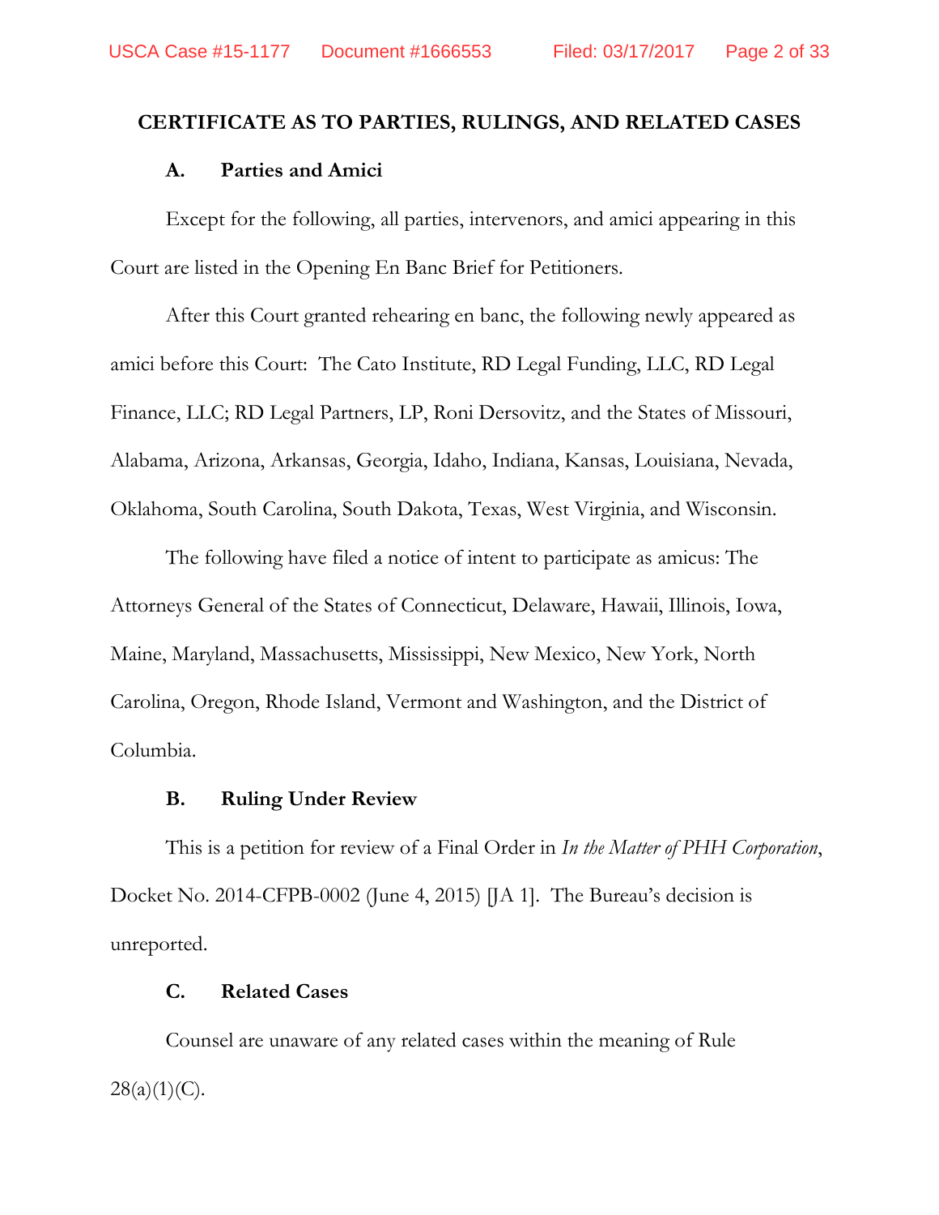## CERTIFICATE AS TO PARTIES, RULINGS, AND RELATED CASES

### A. Parties and Amici

Except for the following, all parties, intervenors, and amici appearing in this Court are listed in the Opening En Banc Brief for Petitioners.

After this Court granted rehearing en banc, the following newly appeared as amici before this Court: The Cato Institute, RD Legal Funding, LLC, RD Legal Finance, LLC; RD Legal Partners, LP, Roni Dersovitz, and the States of Missouri, Alabama, Arizona, Arkansas, Georgia, Idaho, Indiana, Kansas, Louisiana, Nevada, Oklahoma, South Carolina, South Dakota, Texas, West Virginia, and Wisconsin.

The following have filed a notice of intent to participate as amicus: The Attorneys General of the States of Connecticut, Delaware, Hawaii, Illinois, Iowa, Maine, Maryland, Massachusetts, Mississippi, New Mexico, New York, North Carolina, Oregon, Rhode Island, Vermont and Washington, and the District of Columbia.

### B. Ruling Under Review

This is a petition for review of a Final Order in *In the Matter of PHH Corporation*, Docket No. 2014-CFPB-0002 (June 4, 2015) [JA 1]. The Bureau's decision is unreported.

### C. Related Cases

Counsel are unaware of any related cases within the meaning of Rule 28(a)(1)(C).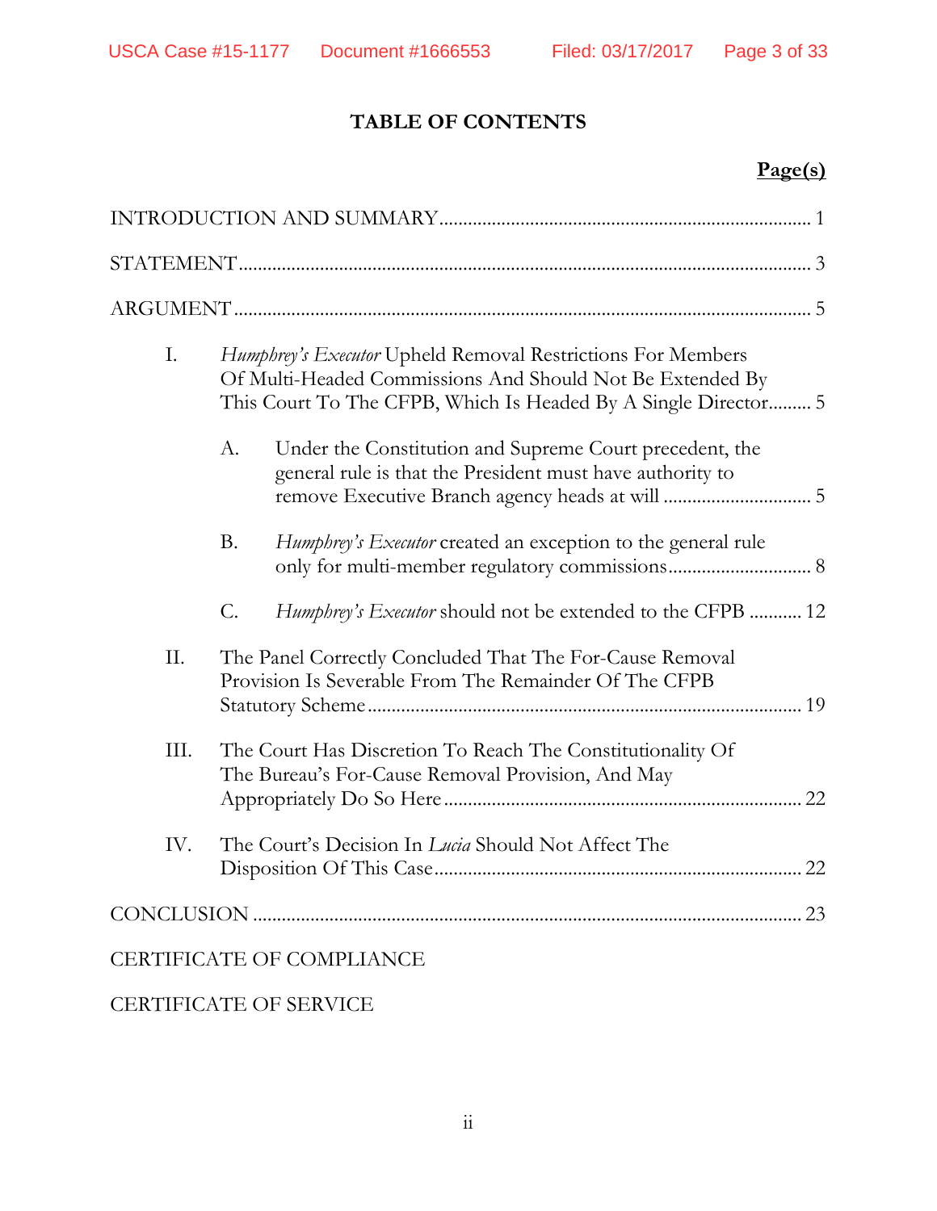# TABLE OF CONTENTS

**Page(s)**

INTRODUCTION AND SUMMARY .......................................................................... 1

STATEMENT ....................................................................................................... 3

ARGUMENT ....................................................................................................... 5

I. *Humphrey's Executor* Upheld Removal Restrictions For Members Of Multi-Headed Commissions And Should Not Be Extended By This Court To The CFPB, Which Is Headed By A Single Director......... 5

  A. Under the Constitution and Supreme Court precedent, the general rule is that the President must have authority to remove Executive Branch agency heads at will .............................. 5

  B. *Humphrey's Executor* created an exception to the general rule only for multi-member regulatory commissions............................. 8

  C. *Humphrey's Executor* should not be extended to the CFPB ........... 12

II. The Panel Correctly Concluded That The For-Cause Removal Provision Is Severable From The Remainder Of The CFPB Statutory Scheme ......................................................................................... 19

III. The Court Has Discretion To Reach The Constitutionality Of The Bureau's For-Cause Removal Provision, And May Appropriately Do So Here ......................................................................... 22

IV. The Court's Decision In *Lucia* Should Not Affect The Disposition Of This Case........................................................................... 22

CONCLUSION ................................................................................................... 23

CERTIFICATE OF COMPLIANCE

CERTIFICATE OF SERVICE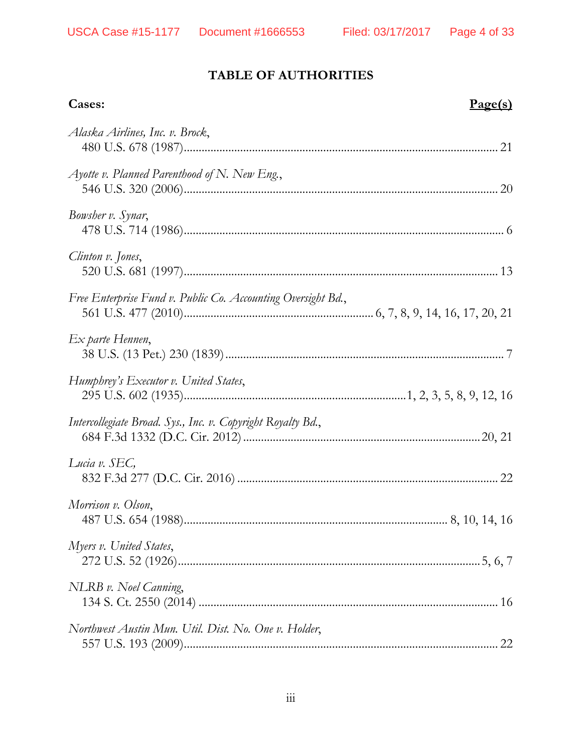# TABLE OF AUTHORITIES

**Cases:** **Page(s)**

*Alaska Airlines, Inc. v. Brock*,
480 U.S. 678 (1987)........................................................................................................ 21

*Ayotte v. Planned Parenthood of N. New Eng.*,
546 U.S. 320 (2006)........................................................................................................ 20

*Bowsher v. Synar*,
478 U.S. 714 (1986)........................................................................................................ 6

*Clinton v. Jones*,
520 U.S. 681 (1997)........................................................................................................ 13

*Free Enterprise Fund v. Public Co. Accounting Oversight Bd.*,
561 U.S. 477 (2010)............................................................... 6, 7, 8, 9, 14, 16, 17, 20, 21

*Ex parte Hennen*,
38 U.S. (13 Pet.) 230 (1839)............................................................................................ 7

*Humphrey's Executor v. United States*,
295 U.S. 602 (1935).........................................................................1, 2, 3, 5, 8, 9, 12, 16

*Intercollegiate Broad. Sys., Inc. v. Copyright Royalty Bd.*,
684 F.3d 1332 (D.C. Cir. 2012)..............................................................................20, 21

*Lucia v. SEC,*
832 F.3d 277 (D.C. Cir. 2016)........................................................................................ 22

*Morrison v. Olson*,
487 U.S. 654 (1988)....................................................................................... 8, 10, 14, 16

*Myers v. United States*,
272 U.S. 52 (1926)......................................................................................................5, 6, 7

*NLRB v. Noel Canning*,
134 S. Ct. 2550 (2014).................................................................................................... 16

*Northwest Austin Mun. Util. Dist. No. One v. Holder*,
557 U.S. 193 (2009)........................................................................................................ 22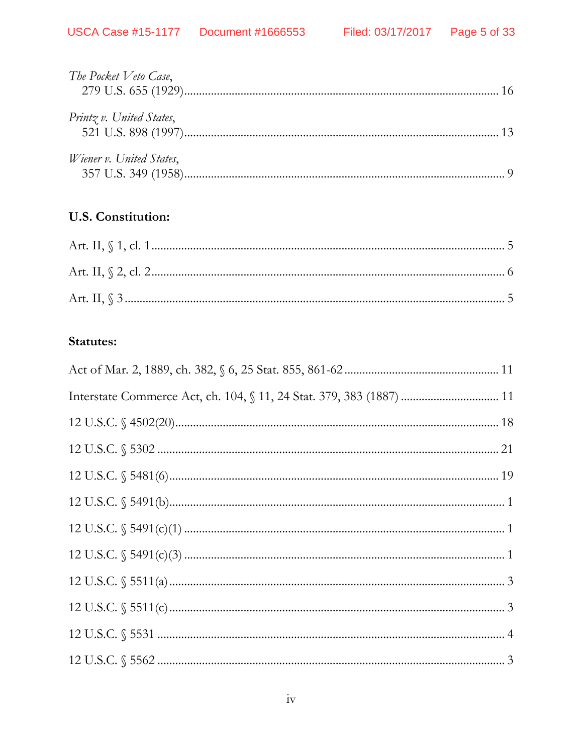*The Pocket Veto Case*,
279 U.S. 655 (1929) ........................................................................ 16

*Printz v. United States*,
521 U.S. 898 (1997) ........................................................................ 13

*Wiener v. United States*,
357 U.S. 349 (1958) ........................................................................ 9

**U.S. Constitution:**

Art. II, § 1, cl. 1 ........................................................................ 5

Art. II, § 2, cl. 2 ........................................................................ 6

Art. II, § 3 ........................................................................ 5

**Statutes:**

Act of Mar. 2, 1889, ch. 382, § 6, 25 Stat. 855, 861-62 ........................ 11

Interstate Commerce Act, ch. 104, § 11, 24 Stat. 379, 383 (1887) ............ 11

12 U.S.C. § 4502(20) ........................................................................ 18

12 U.S.C. § 5302 ........................................................................ 21

12 U.S.C. § 5481(6) ........................................................................ 19

12 U.S.C. § 5491(b) ........................................................................ 1

12 U.S.C. § 5491(c)(1) ........................................................................ 1

12 U.S.C. § 5491(c)(3) ........................................................................ 1

12 U.S.C. § 5511(a) ........................................................................ 3

12 U.S.C. § 5511(c) ........................................................................ 3

12 U.S.C. § 5531 ........................................................................ 4

12 U.S.C. § 5562 ........................................................................ 3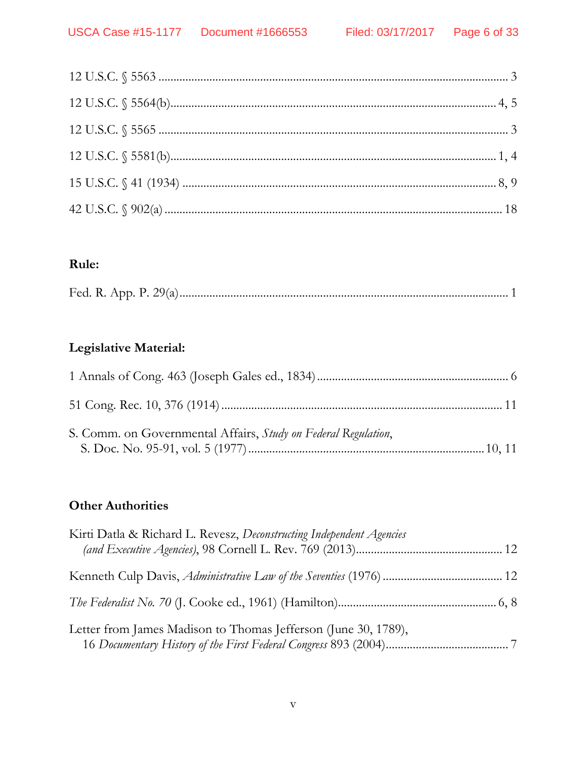12 U.S.C. § 5563 .................................................................................................... 3

12 U.S.C. § 5564(b)............................................................................................. 4, 5

12 U.S.C. § 5565 .................................................................................................... 3

12 U.S.C. § 5581(b)............................................................................................. 1, 4

15 U.S.C. § 41 (1934) ......................................................................................... 8, 9

42 U.S.C. § 902(a) ................................................................................................ 18

### Rule:

Fed. R. App. P. 29(a)............................................................................................. 1

### Legislative Material:

1 Annals of Cong. 463 (Joseph Gales ed., 1834) ................................................... 6

51 Cong. Rec. 10, 376 (1914) ............................................................................... 11

S. Comm. on Governmental Affairs, *Study on Federal Regulation*,
S. Doc. No. 95-91, vol. 5 (1977) .............................................................. 10, 11

### Other Authorities

Kirti Datla & Richard L. Revesz, *Deconstructing Independent Agencies (and Executive Agencies)*, 98 Cornell L. Rev. 769 (2013)................................................ 12

Kenneth Culp Davis, *Administrative Law of the Seventies* (1976) ....................................... 12

*The Federalist No. 70* (J. Cooke ed., 1961) (Hamilton).................................................. 6, 8

Letter from James Madison to Thomas Jefferson (June 30, 1789),
16 *Documentary History of the First Federal Congress* 893 (2004)......................................... 7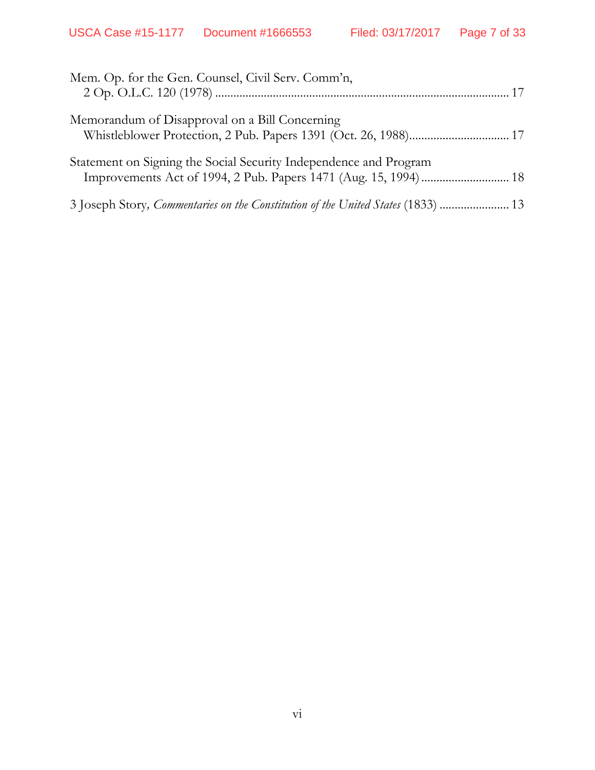Mem. Op. for the Gen. Counsel, Civil Serv. Comm'n,
2 Op. O.L.C. 120 (1978) ............................................................................................... 17

Memorandum of Disapproval on a Bill Concerning
Whistleblower Protection, 2 Pub. Papers 1391 (Oct. 26, 1988)................................ 17

Statement on Signing the Social Security Independence and Program
Improvements Act of 1994, 2 Pub. Papers 1471 (Aug. 15, 1994) ............................ 18

3 Joseph Story*, Commentaries on the Constitution of the United States* (1833) ...................... 13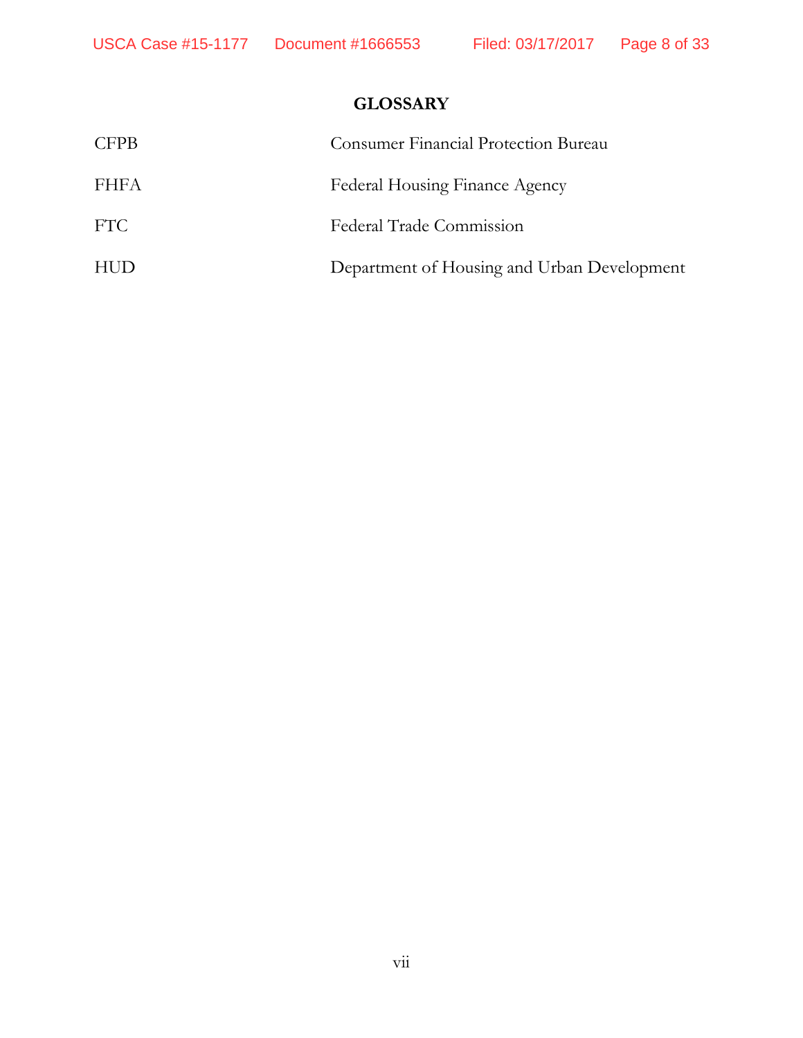## GLOSSARY

| | |
|---|---|
| CFPB | Consumer Financial Protection Bureau |
| FHFA | Federal Housing Finance Agency |
| FTC | Federal Trade Commission |
| HUD | Department of Housing and Urban Development |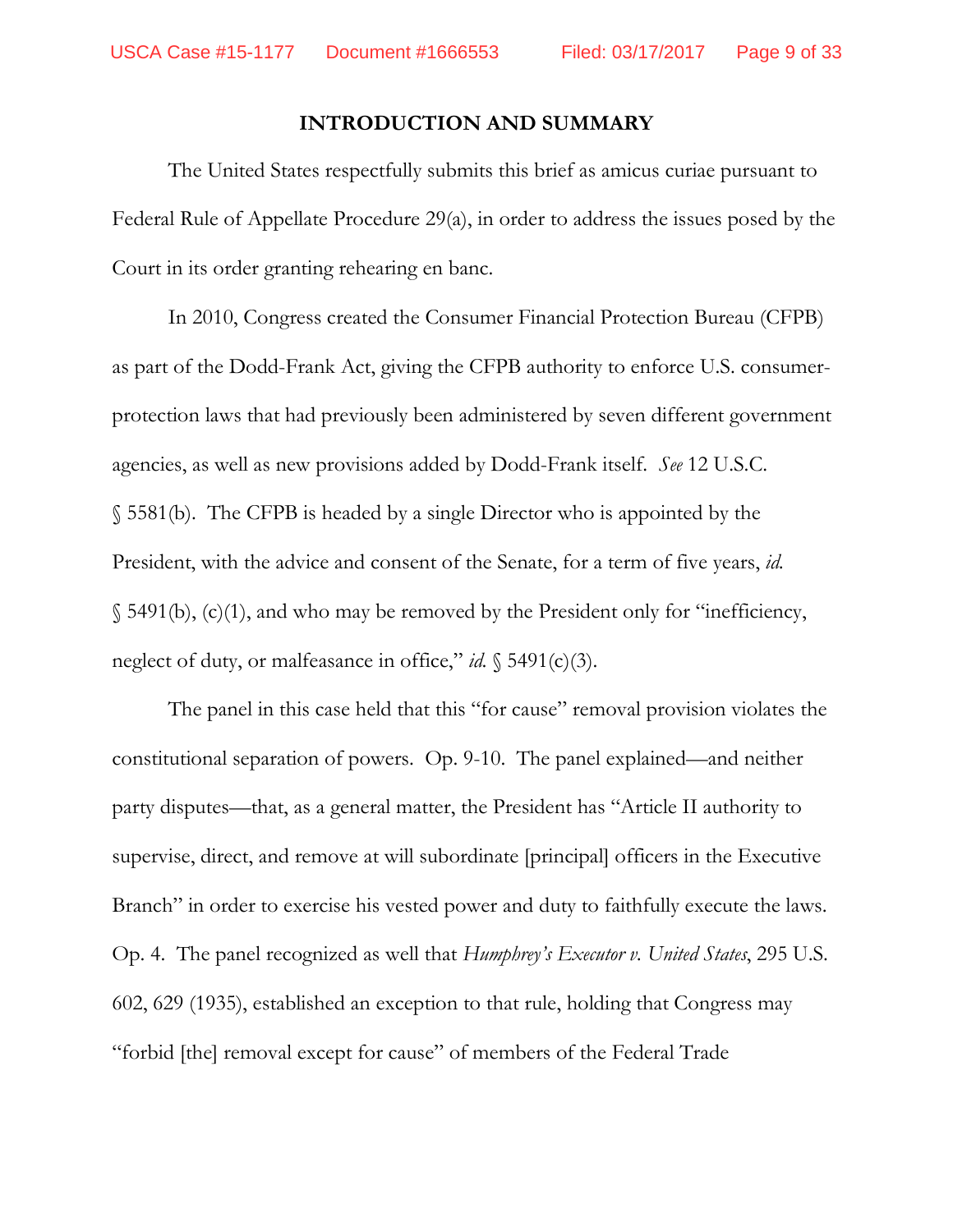## INTRODUCTION AND SUMMARY

The United States respectfully submits this brief as amicus curiae pursuant to Federal Rule of Appellate Procedure 29(a), in order to address the issues posed by the Court in its order granting rehearing en banc.

In 2010, Congress created the Consumer Financial Protection Bureau (CFPB) as part of the Dodd-Frank Act, giving the CFPB authority to enforce U.S. consumer-protection laws that had previously been administered by seven different government agencies, as well as new provisions added by Dodd-Frank itself. *See* 12 U.S.C. § 5581(b). The CFPB is headed by a single Director who is appointed by the President, with the advice and consent of the Senate, for a term of five years, *id.* § 5491(b), (c)(1), and who may be removed by the President only for "inefficiency, neglect of duty, or malfeasance in office," *id.* § 5491(c)(3).

The panel in this case held that this "for cause" removal provision violates the constitutional separation of powers. Op. 9-10. The panel explained—and neither party disputes—that, as a general matter, the President has "Article II authority to supervise, direct, and remove at will subordinate [principal] officers in the Executive Branch" in order to exercise his vested power and duty to faithfully execute the laws. Op. 4. The panel recognized as well that *Humphrey's Executor v. United States*, 295 U.S. 602, 629 (1935), established an exception to that rule, holding that Congress may "forbid [the] removal except for cause" of members of the Federal Trade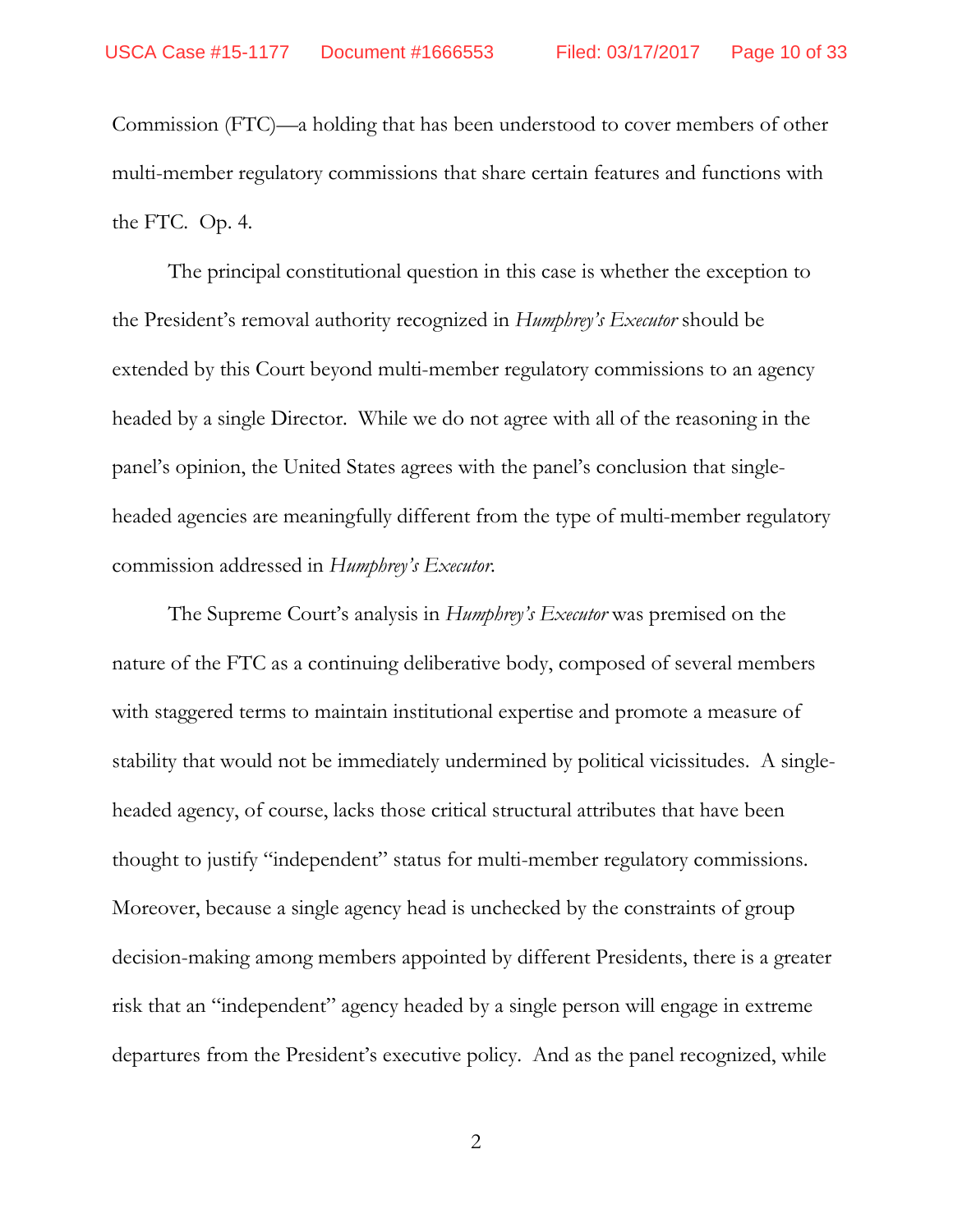Commission (FTC)—a holding that has been understood to cover members of other multi-member regulatory commissions that share certain features and functions with the FTC. Op. 4.

The principal constitutional question in this case is whether the exception to the President's removal authority recognized in *Humphrey's Executor* should be extended by this Court beyond multi-member regulatory commissions to an agency headed by a single Director. While we do not agree with all of the reasoning in the panel's opinion, the United States agrees with the panel's conclusion that single-headed agencies are meaningfully different from the type of multi-member regulatory commission addressed in *Humphrey's Executor*.

The Supreme Court's analysis in *Humphrey's Executor* was premised on the nature of the FTC as a continuing deliberative body, composed of several members with staggered terms to maintain institutional expertise and promote a measure of stability that would not be immediately undermined by political vicissitudes. A single-headed agency, of course, lacks those critical structural attributes that have been thought to justify "independent" status for multi-member regulatory commissions. Moreover, because a single agency head is unchecked by the constraints of group decision-making among members appointed by different Presidents, there is a greater risk that an "independent" agency headed by a single person will engage in extreme departures from the President's executive policy. And as the panel recognized, while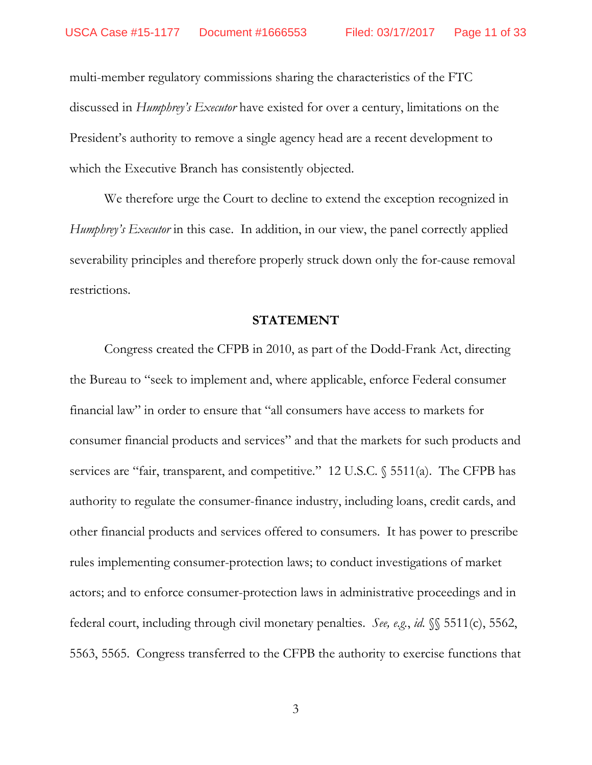multi-member regulatory commissions sharing the characteristics of the FTC discussed in *Humphrey's Executor* have existed for over a century, limitations on the President's authority to remove a single agency head are a recent development to which the Executive Branch has consistently objected.

We therefore urge the Court to decline to extend the exception recognized in *Humphrey's Executor* in this case. In addition, in our view, the panel correctly applied severability principles and therefore properly struck down only the for-cause removal restrictions.

## STATEMENT

Congress created the CFPB in 2010, as part of the Dodd-Frank Act, directing the Bureau to "seek to implement and, where applicable, enforce Federal consumer financial law" in order to ensure that "all consumers have access to markets for consumer financial products and services" and that the markets for such products and services are "fair, transparent, and competitive." 12 U.S.C. § 5511(a). The CFPB has authority to regulate the consumer-finance industry, including loans, credit cards, and other financial products and services offered to consumers. It has power to prescribe rules implementing consumer-protection laws; to conduct investigations of market actors; and to enforce consumer-protection laws in administrative proceedings and in federal court, including through civil monetary penalties. *See, e.g.*, *id.* §§ 5511(c), 5562, 5563, 5565. Congress transferred to the CFPB the authority to exercise functions that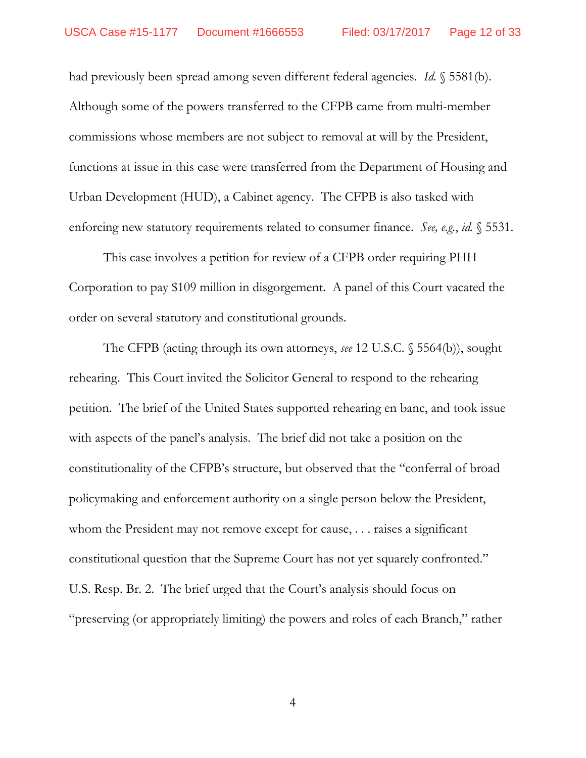had previously been spread among seven different federal agencies. *Id.* § 5581(b). Although some of the powers transferred to the CFPB came from multi-member commissions whose members are not subject to removal at will by the President, functions at issue in this case were transferred from the Department of Housing and Urban Development (HUD), a Cabinet agency. The CFPB is also tasked with enforcing new statutory requirements related to consumer finance. *See, e.g.*, *id.* § 5531.

This case involves a petition for review of a CFPB order requiring PHH Corporation to pay $109 million in disgorgement. A panel of this Court vacated the order on several statutory and constitutional grounds.

The CFPB (acting through its own attorneys, *see* 12 U.S.C. § 5564(b)), sought rehearing. This Court invited the Solicitor General to respond to the rehearing petition. The brief of the United States supported rehearing en banc, and took issue with aspects of the panel's analysis. The brief did not take a position on the constitutionality of the CFPB's structure, but observed that the "conferral of broad policymaking and enforcement authority on a single person below the President, whom the President may not remove except for cause, . . . raises a significant constitutional question that the Supreme Court has not yet squarely confronted." U.S. Resp. Br. 2. The brief urged that the Court's analysis should focus on "preserving (or appropriately limiting) the powers and roles of each Branch," rather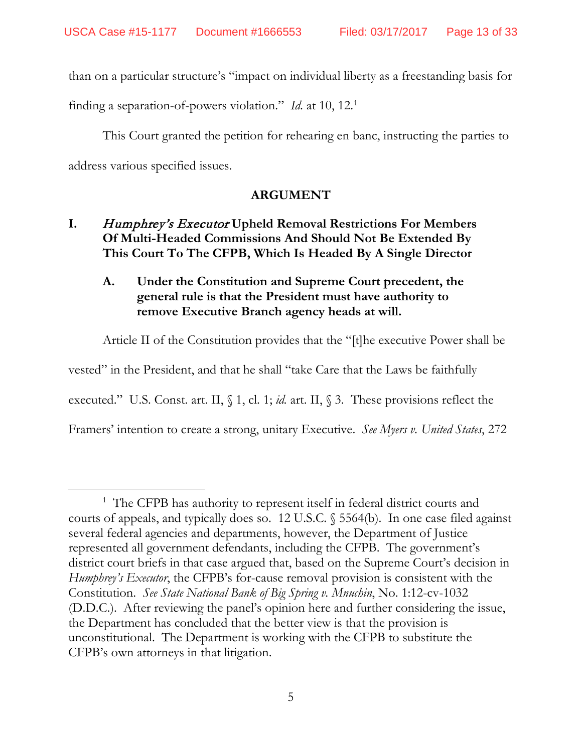than on a particular structure's "impact on individual liberty as a freestanding basis for finding a separation-of-powers violation." *Id.* at 10, 12.[1]

This Court granted the petition for rehearing en banc, instructing the parties to address various specified issues.

## ARGUMENT

### I. *Humphrey's Executor* Upheld Removal Restrictions For Members Of Multi-Headed Commissions And Should Not Be Extended By This Court To The CFPB, Which Is Headed By A Single Director

#### A. Under the Constitution and Supreme Court precedent, the general rule is that the President must have authority to remove Executive Branch agency heads at will.

Article II of the Constitution provides that the "[t]he executive Power shall be vested" in the President, and that he shall "take Care that the Laws be faithfully executed." U.S. Const. art. II, § 1, cl. 1; *id.* art. II, § 3. These provisions reflect the Framers' intention to create a strong, unitary Executive. *See Myers v. United States*, 272

---

[1] The CFPB has authority to represent itself in federal district courts and courts of appeals, and typically does so. 12 U.S.C. § 5564(b). In one case filed against several federal agencies and departments, however, the Department of Justice represented all government defendants, including the CFPB. The government's district court briefs in that case argued that, based on the Supreme Court's decision in *Humphrey's Executor*, the CFPB's for-cause removal provision is consistent with the Constitution. *See State National Bank of Big Spring v. Mnuchin*, No. 1:12-cv-1032 (D.D.C.). After reviewing the panel's opinion here and further considering the issue, the Department has concluded that the better view is that the provision is unconstitutional. The Department is working with the CFPB to substitute the CFPB's own attorneys in that litigation.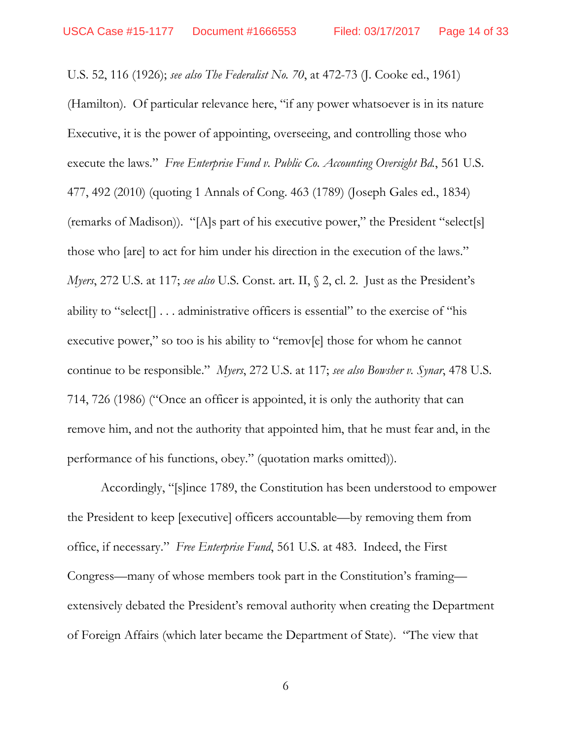U.S. 52, 116 (1926); *see also The Federalist No. 70*, at 472-73 (J. Cooke ed., 1961) (Hamilton). Of particular relevance here, "if any power whatsoever is in its nature Executive, it is the power of appointing, overseeing, and controlling those who execute the laws." *Free Enterprise Fund v. Public Co. Accounting Oversight Bd.*, 561 U.S. 477, 492 (2010) (quoting 1 Annals of Cong. 463 (1789) (Joseph Gales ed., 1834) (remarks of Madison)). "[A]s part of his executive power," the President "select[s] those who [are] to act for him under his direction in the execution of the laws." *Myers*, 272 U.S. at 117; *see also* U.S. Const. art. II, § 2, cl. 2. Just as the President's ability to "select[] . . . administrative officers is essential" to the exercise of "his executive power," so too is his ability to "remov[e] those for whom he cannot continue to be responsible." *Myers*, 272 U.S. at 117; *see also Bowsher v. Synar*, 478 U.S. 714, 726 (1986) ("Once an officer is appointed, it is only the authority that can remove him, and not the authority that appointed him, that he must fear and, in the performance of his functions, obey." (quotation marks omitted)).

Accordingly, "[s]ince 1789, the Constitution has been understood to empower the President to keep [executive] officers accountable—by removing them from office, if necessary." *Free Enterprise Fund*, 561 U.S. at 483. Indeed, the First Congress—many of whose members took part in the Constitution's framing—extensively debated the President's removal authority when creating the Department of Foreign Affairs (which later became the Department of State). "The view that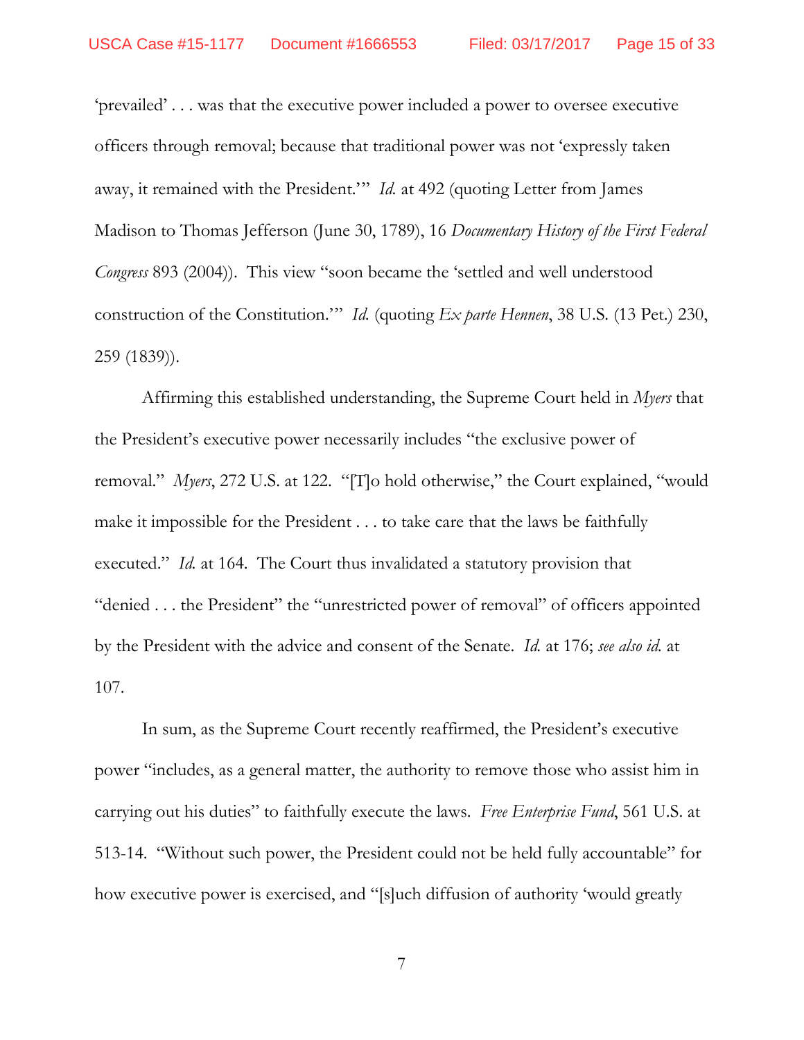'prevailed' . . . was that the executive power included a power to oversee executive officers through removal; because that traditional power was not 'expressly taken away, it remained with the President.'" *Id.* at 492 (quoting Letter from James Madison to Thomas Jefferson (June 30, 1789), 16 *Documentary History of the First Federal Congress* 893 (2004)). This view "soon became the 'settled and well understood construction of the Constitution.'" *Id.* (quoting *Ex parte Hennen*, 38 U.S. (13 Pet.) 230, 259 (1839)).

Affirming this established understanding, the Supreme Court held in *Myers* that the President's executive power necessarily includes "the exclusive power of removal." *Myers*, 272 U.S. at 122. "[T]o hold otherwise," the Court explained, "would make it impossible for the President . . . to take care that the laws be faithfully executed." *Id.* at 164. The Court thus invalidated a statutory provision that "denied . . . the President" the "unrestricted power of removal" of officers appointed by the President with the advice and consent of the Senate. *Id.* at 176; *see also id.* at 107.

In sum, as the Supreme Court recently reaffirmed, the President's executive power "includes, as a general matter, the authority to remove those who assist him in carrying out his duties" to faithfully execute the laws. *Free Enterprise Fund*, 561 U.S. at 513-14. "Without such power, the President could not be held fully accountable" for how executive power is exercised, and "[s]uch diffusion of authority 'would greatly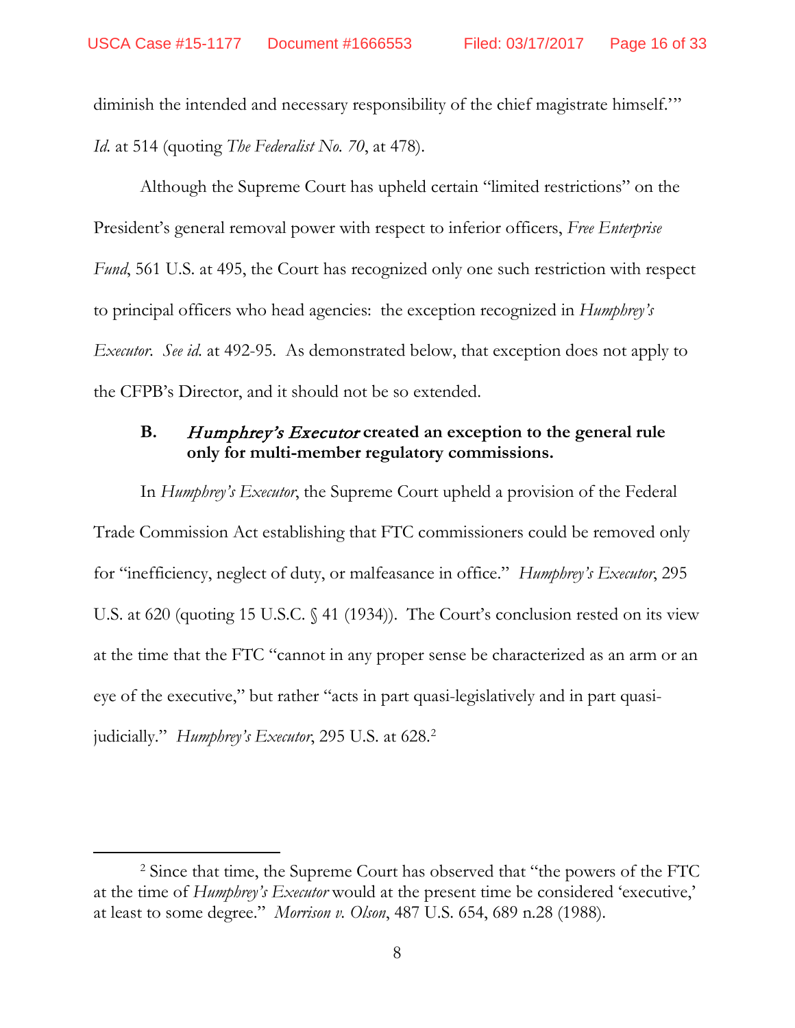diminish the intended and necessary responsibility of the chief magistrate himself.'" *Id.* at 514 (quoting *The Federalist No. 70*, at 478).

Although the Supreme Court has upheld certain "limited restrictions" on the President's general removal power with respect to inferior officers, *Free Enterprise Fund*, 561 U.S. at 495, the Court has recognized only one such restriction with respect to principal officers who head agencies: the exception recognized in *Humphrey's Executor*. *See id.* at 492-95. As demonstrated below, that exception does not apply to the CFPB's Director, and it should not be so extended.

### B. *Humphrey's Executor* created an exception to the general rule only for multi-member regulatory commissions.

In *Humphrey's Executor*, the Supreme Court upheld a provision of the Federal Trade Commission Act establishing that FTC commissioners could be removed only for "inefficiency, neglect of duty, or malfeasance in office." *Humphrey's Executor*, 295 U.S. at 620 (quoting 15 U.S.C. § 41 (1934)). The Court's conclusion rested on its view at the time that the FTC "cannot in any proper sense be characterized as an arm or an eye of the executive," but rather "acts in part quasi-legislatively and in part quasi-judicially." *Humphrey's Executor*, 295 U.S. at 628.[2]

---

[2] Since that time, the Supreme Court has observed that "the powers of the FTC at the time of *Humphrey's Executor* would at the present time be considered 'executive,' at least to some degree." *Morrison v. Olson*, 487 U.S. 654, 689 n.28 (1988).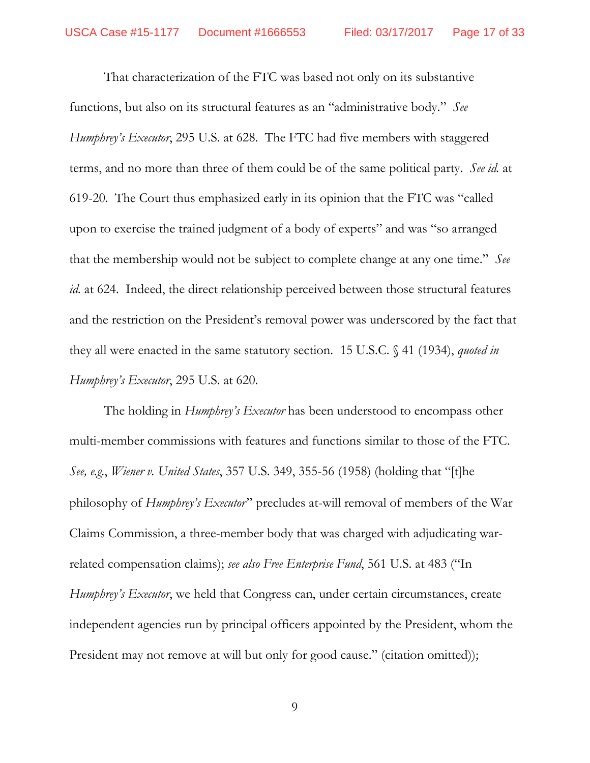That characterization of the FTC was based not only on its substantive functions, but also on its structural features as an "administrative body." *See Humphrey's Executor*, 295 U.S. at 628. The FTC had five members with staggered terms, and no more than three of them could be of the same political party. *See id.* at 619-20. The Court thus emphasized early in its opinion that the FTC was "called upon to exercise the trained judgment of a body of experts" and was "so arranged that the membership would not be subject to complete change at any one time." *See id.* at 624. Indeed, the direct relationship perceived between those structural features and the restriction on the President's removal power was underscored by the fact that they all were enacted in the same statutory section. 15 U.S.C. § 41 (1934), *quoted in Humphrey's Executor*, 295 U.S. at 620.

The holding in *Humphrey's Executor* has been understood to encompass other multi-member commissions with features and functions similar to those of the FTC. *See, e.g.*, *Wiener v. United States*, 357 U.S. 349, 355-56 (1958) (holding that "[t]he philosophy of *Humphrey's Executor*" precludes at-will removal of members of the War Claims Commission, a three-member body that was charged with adjudicating war-related compensation claims); *see also Free Enterprise Fund*, 561 U.S. at 483 ("In *Humphrey's Executor*, we held that Congress can, under certain circumstances, create independent agencies run by principal officers appointed by the President, whom the President may not remove at will but only for good cause." (citation omitted));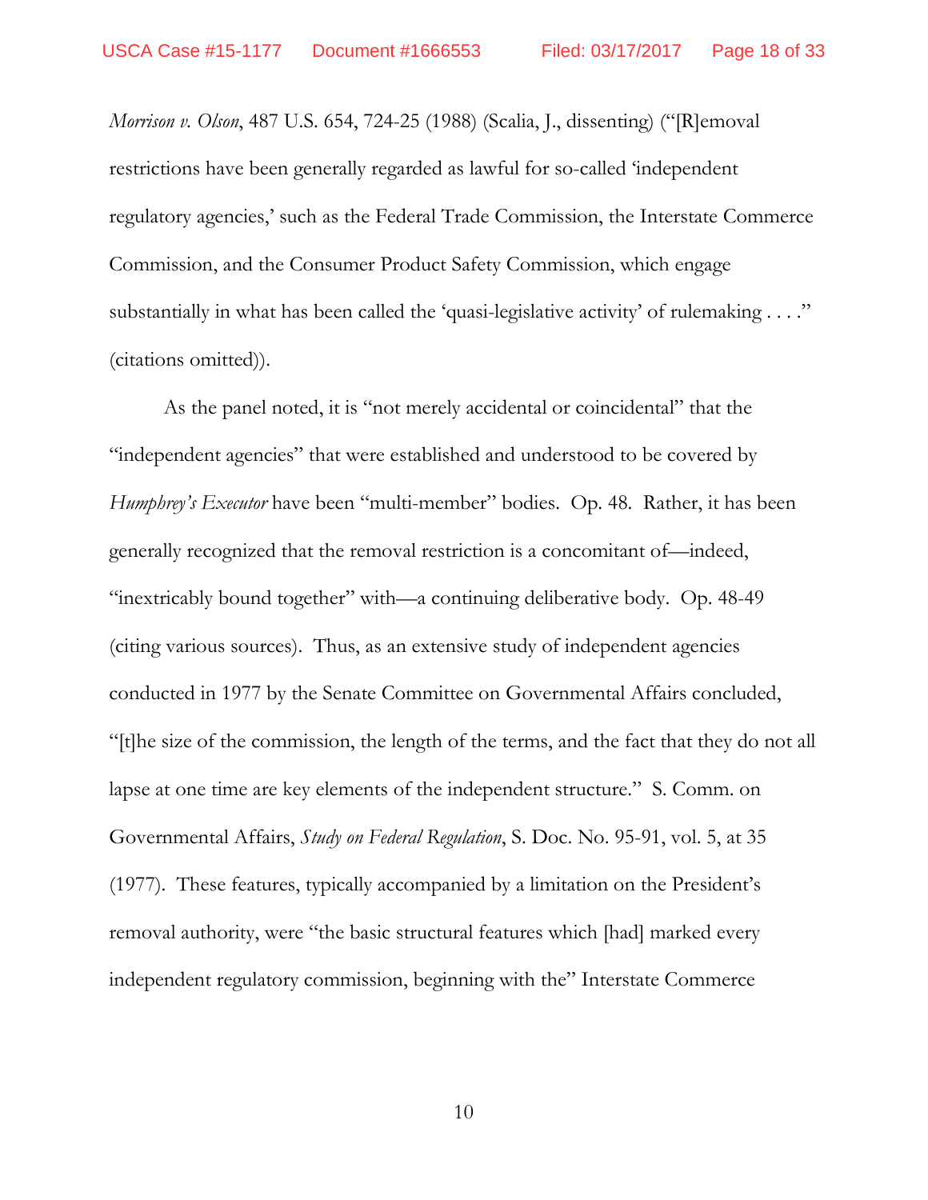*Morrison v. Olson*, 487 U.S. 654, 724-25 (1988) (Scalia, J., dissenting) ("[R]emoval restrictions have been generally regarded as lawful for so-called 'independent regulatory agencies,' such as the Federal Trade Commission, the Interstate Commerce Commission, and the Consumer Product Safety Commission, which engage substantially in what has been called the 'quasi-legislative activity' of rulemaking . . . ." (citations omitted)).

As the panel noted, it is "not merely accidental or coincidental" that the "independent agencies" that were established and understood to be covered by *Humphrey's Executor* have been "multi-member" bodies. Op. 48. Rather, it has been generally recognized that the removal restriction is a concomitant of—indeed, "inextricably bound together" with—a continuing deliberative body. Op. 48-49 (citing various sources). Thus, as an extensive study of independent agencies conducted in 1977 by the Senate Committee on Governmental Affairs concluded, "[t]he size of the commission, the length of the terms, and the fact that they do not all lapse at one time are key elements of the independent structure." S. Comm. on Governmental Affairs, *Study on Federal Regulation*, S. Doc. No. 95-91, vol. 5, at 35 (1977). These features, typically accompanied by a limitation on the President's removal authority, were "the basic structural features which [had] marked every independent regulatory commission, beginning with the" Interstate Commerce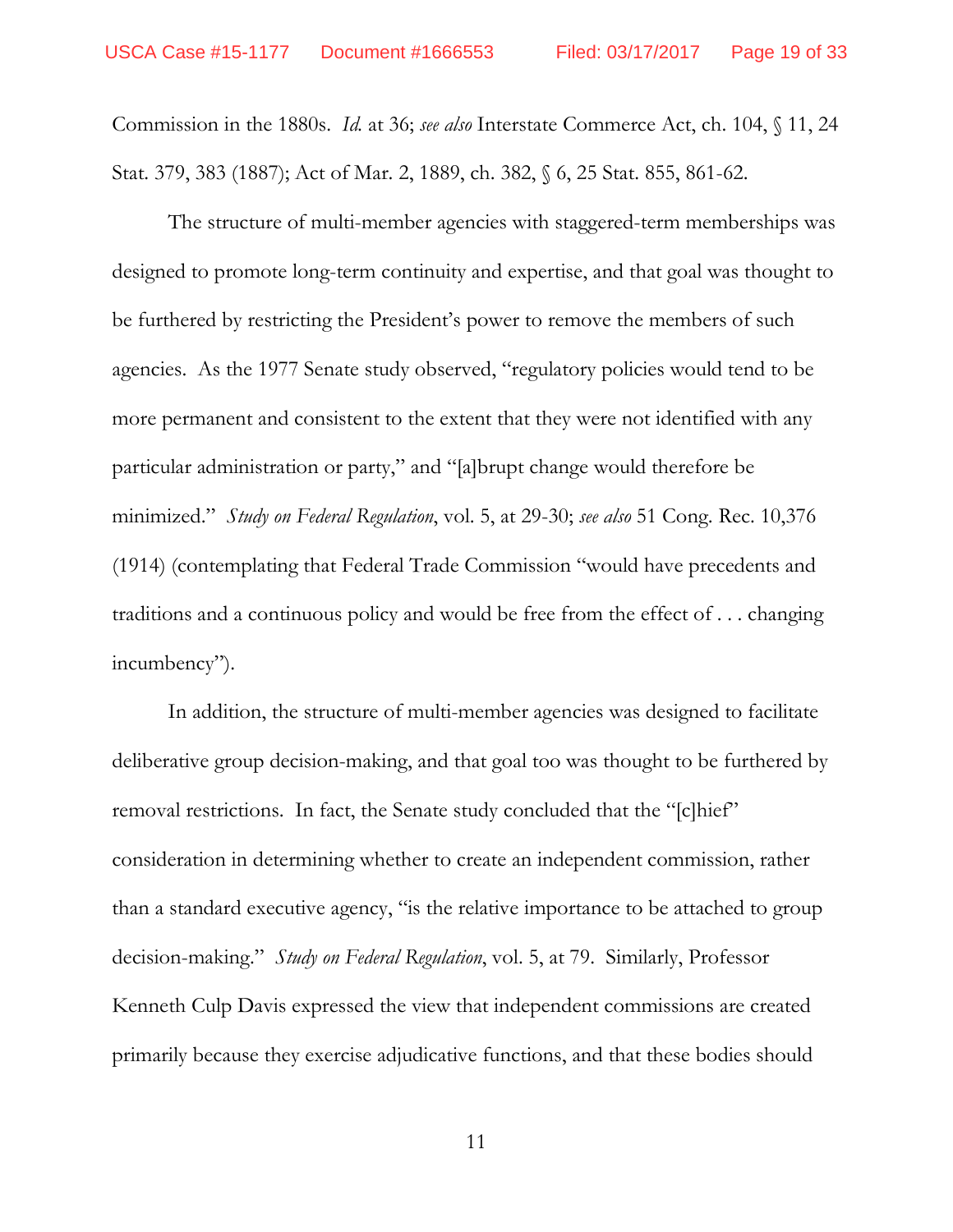Commission in the 1880s. *Id.* at 36; *see also* Interstate Commerce Act, ch. 104, § 11, 24 Stat. 379, 383 (1887); Act of Mar. 2, 1889, ch. 382, § 6, 25 Stat. 855, 861-62.

The structure of multi-member agencies with staggered-term memberships was designed to promote long-term continuity and expertise, and that goal was thought to be furthered by restricting the President's power to remove the members of such agencies. As the 1977 Senate study observed, "regulatory policies would tend to be more permanent and consistent to the extent that they were not identified with any particular administration or party," and "[a]brupt change would therefore be minimized." *Study on Federal Regulation*, vol. 5, at 29-30; *see also* 51 Cong. Rec. 10,376 (1914) (contemplating that Federal Trade Commission "would have precedents and traditions and a continuous policy and would be free from the effect of . . . changing incumbency").

In addition, the structure of multi-member agencies was designed to facilitate deliberative group decision-making, and that goal too was thought to be furthered by removal restrictions. In fact, the Senate study concluded that the "[c]hief" consideration in determining whether to create an independent commission, rather than a standard executive agency, "is the relative importance to be attached to group decision-making." *Study on Federal Regulation*, vol. 5, at 79. Similarly, Professor Kenneth Culp Davis expressed the view that independent commissions are created primarily because they exercise adjudicative functions, and that these bodies should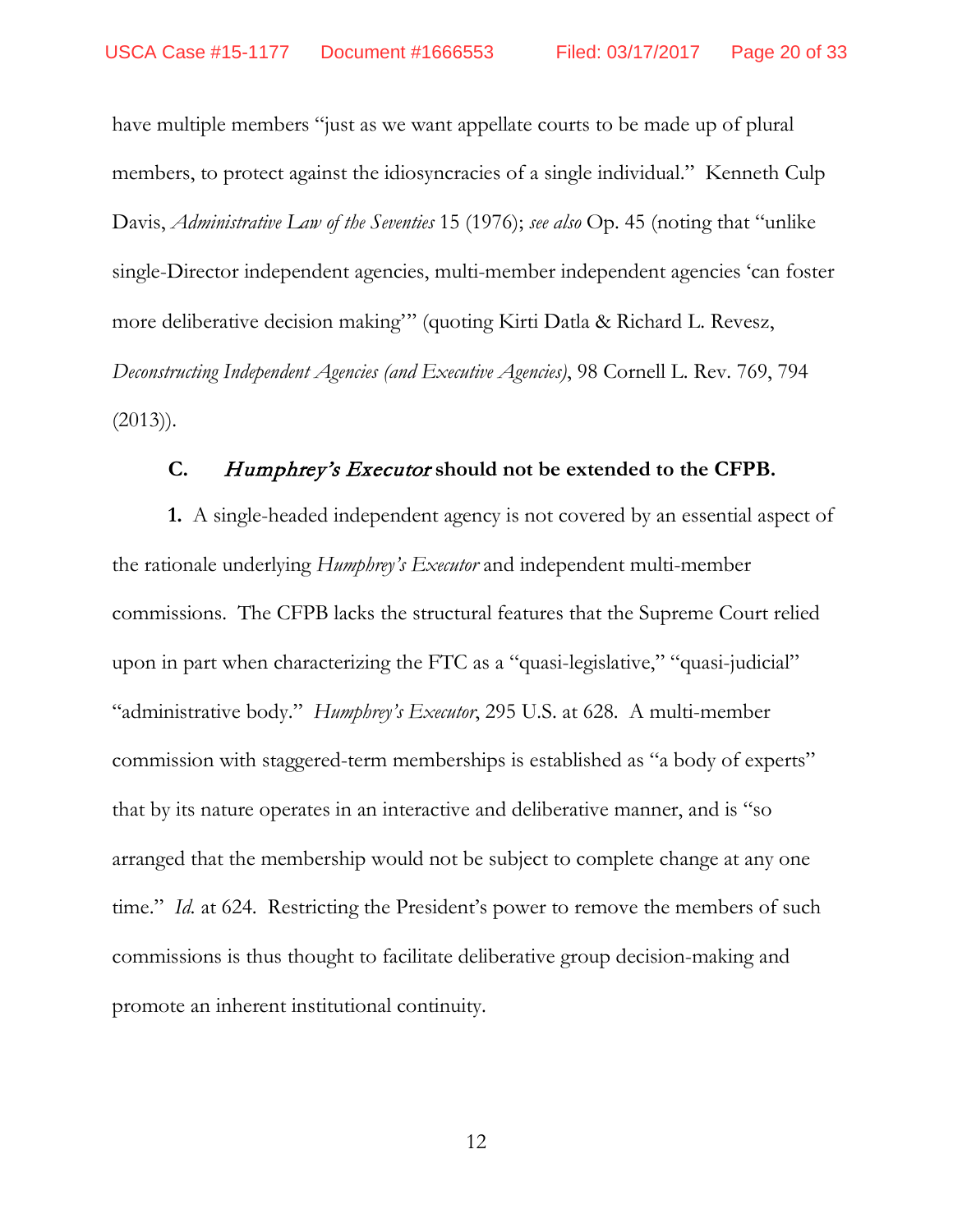have multiple members "just as we want appellate courts to be made up of plural members, to protect against the idiosyncracies of a single individual." Kenneth Culp Davis, *Administrative Law of the Seventies* 15 (1976); *see also* Op. 45 (noting that "unlike single-Director independent agencies, multi-member independent agencies 'can foster more deliberative decision making'" (quoting Kirti Datla & Richard L. Revesz, *Deconstructing Independent Agencies (and Executive Agencies)*, 98 Cornell L. Rev. 769, 794 (2013)).

### C. *Humphrey's Executor* should not be extended to the CFPB.

**1.** A single-headed independent agency is not covered by an essential aspect of the rationale underlying *Humphrey's Executor* and independent multi-member commissions. The CFPB lacks the structural features that the Supreme Court relied upon in part when characterizing the FTC as a "quasi-legislative," "quasi-judicial" "administrative body." *Humphrey's Executor*, 295 U.S. at 628. A multi-member commission with staggered-term memberships is established as "a body of experts" that by its nature operates in an interactive and deliberative manner, and is "so arranged that the membership would not be subject to complete change at any one time." *Id.* at 624. Restricting the President's power to remove the members of such commissions is thus thought to facilitate deliberative group decision-making and promote an inherent institutional continuity.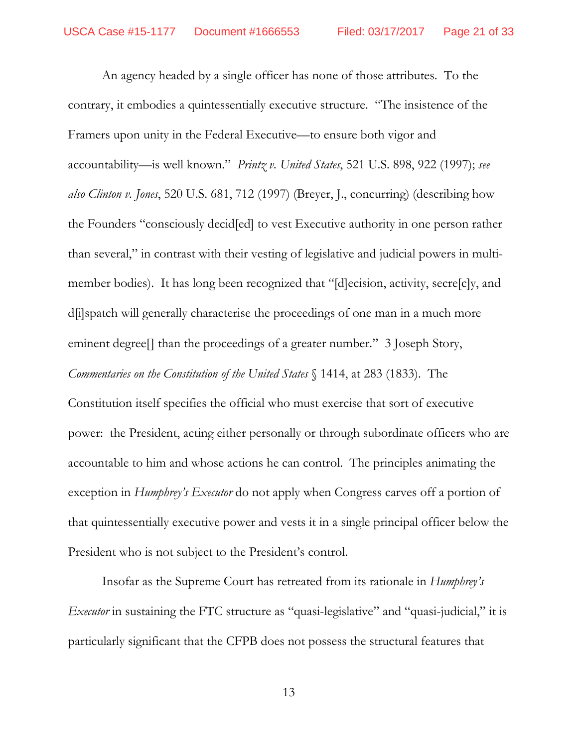An agency headed by a single officer has none of those attributes. To the contrary, it embodies a quintessentially executive structure. "The insistence of the Framers upon unity in the Federal Executive—to ensure both vigor and accountability—is well known." *Printz v. United States*, 521 U.S. 898, 922 (1997); *see also Clinton v. Jones*, 520 U.S. 681, 712 (1997) (Breyer, J., concurring) (describing how the Founders "consciously decid[ed] to vest Executive authority in one person rather than several," in contrast with their vesting of legislative and judicial powers in multi-member bodies). It has long been recognized that "[d]ecision, activity, secre[c]y, and d[i]spatch will generally characterise the proceedings of one man in a much more eminent degree[] than the proceedings of a greater number." 3 Joseph Story, *Commentaries on the Constitution of the United States* § 1414, at 283 (1833). The Constitution itself specifies the official who must exercise that sort of executive power: the President, acting either personally or through subordinate officers who are accountable to him and whose actions he can control. The principles animating the exception in *Humphrey's Executor* do not apply when Congress carves off a portion of that quintessentially executive power and vests it in a single principal officer below the President who is not subject to the President's control.

Insofar as the Supreme Court has retreated from its rationale in *Humphrey's Executor* in sustaining the FTC structure as "quasi-legislative" and "quasi-judicial," it is particularly significant that the CFPB does not possess the structural features that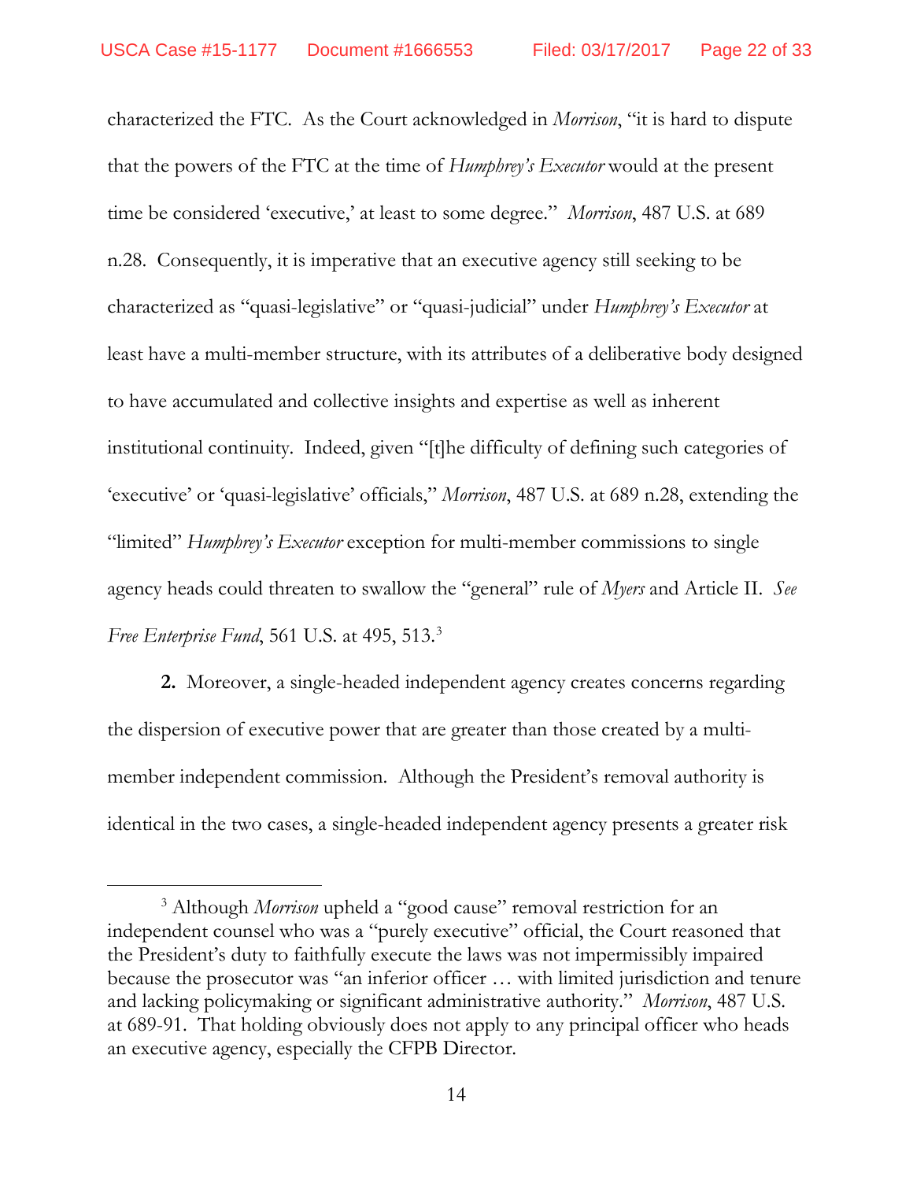characterized the FTC. As the Court acknowledged in *Morrison*, "it is hard to dispute that the powers of the FTC at the time of *Humphrey's Executor* would at the present time be considered 'executive,' at least to some degree." *Morrison*, 487 U.S. at 689 n.28. Consequently, it is imperative that an executive agency still seeking to be characterized as "quasi-legislative" or "quasi-judicial" under *Humphrey's Executor* at least have a multi-member structure, with its attributes of a deliberative body designed to have accumulated and collective insights and expertise as well as inherent institutional continuity. Indeed, given "[t]he difficulty of defining such categories of 'executive' or 'quasi-legislative' officials," *Morrison*, 487 U.S. at 689 n.28, extending the "limited" *Humphrey's Executor* exception for multi-member commissions to single agency heads could threaten to swallow the "general" rule of *Myers* and Article II. *See Free Enterprise Fund*, 561 U.S. at 495, 513.[3]

**2.** Moreover, a single-headed independent agency creates concerns regarding the dispersion of executive power that are greater than those created by a multi-member independent commission. Although the President's removal authority is identical in the two cases, a single-headed independent agency presents a greater risk

[3] Although *Morrison* upheld a "good cause" removal restriction for an independent counsel who was a "purely executive" official, the Court reasoned that the President's duty to faithfully execute the laws was not impermissibly impaired because the prosecutor was "an inferior officer … with limited jurisdiction and tenure and lacking policymaking or significant administrative authority." *Morrison*, 487 U.S. at 689-91. That holding obviously does not apply to any principal officer who heads an executive agency, especially the CFPB Director.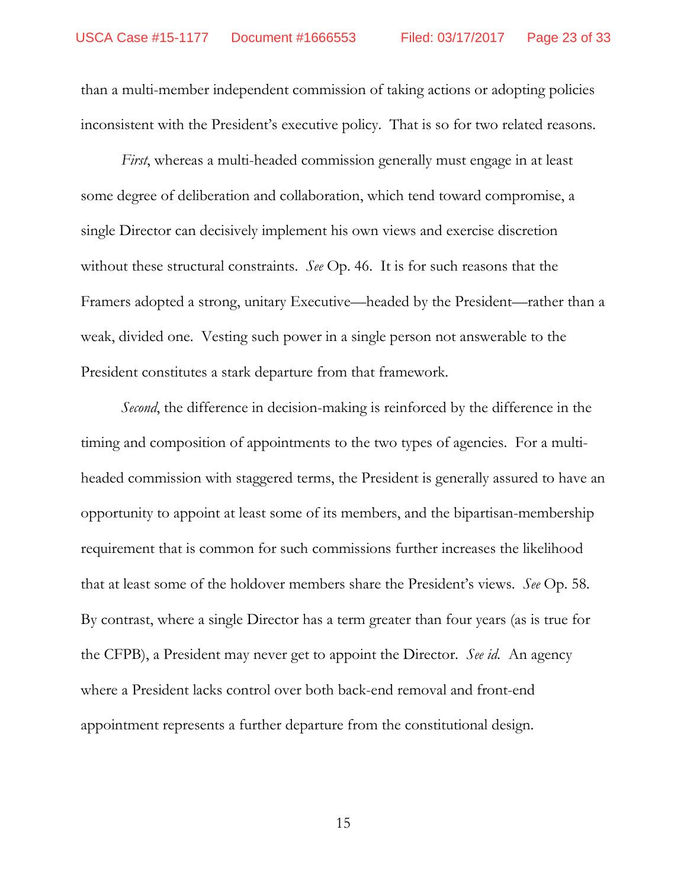than a multi-member independent commission of taking actions or adopting policies inconsistent with the President's executive policy. That is so for two related reasons.

*First*, whereas a multi-headed commission generally must engage in at least some degree of deliberation and collaboration, which tend toward compromise, a single Director can decisively implement his own views and exercise discretion without these structural constraints. *See* Op. 46. It is for such reasons that the Framers adopted a strong, unitary Executive—headed by the President—rather than a weak, divided one. Vesting such power in a single person not answerable to the President constitutes a stark departure from that framework.

*Second*, the difference in decision-making is reinforced by the difference in the timing and composition of appointments to the two types of agencies. For a multi-headed commission with staggered terms, the President is generally assured to have an opportunity to appoint at least some of its members, and the bipartisan-membership requirement that is common for such commissions further increases the likelihood that at least some of the holdover members share the President's views. *See* Op. 58. By contrast, where a single Director has a term greater than four years (as is true for the CFPB), a President may never get to appoint the Director. *See id.* An agency where a President lacks control over both back-end removal and front-end appointment represents a further departure from the constitutional design.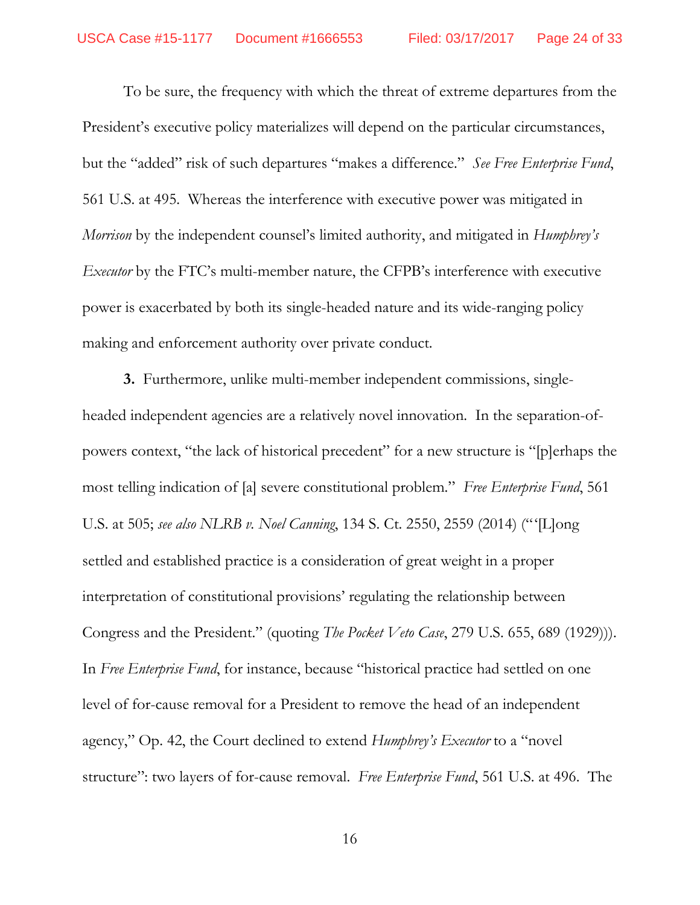To be sure, the frequency with which the threat of extreme departures from the President's executive policy materializes will depend on the particular circumstances, but the "added" risk of such departures "makes a difference." *See Free Enterprise Fund*, 561 U.S. at 495. Whereas the interference with executive power was mitigated in *Morrison* by the independent counsel's limited authority, and mitigated in *Humphrey's Executor* by the FTC's multi-member nature, the CFPB's interference with executive power is exacerbated by both its single-headed nature and its wide-ranging policy making and enforcement authority over private conduct.

**3.** Furthermore, unlike multi-member independent commissions, single-headed independent agencies are a relatively novel innovation. In the separation-of-powers context, "the lack of historical precedent" for a new structure is "[p]erhaps the most telling indication of [a] severe constitutional problem." *Free Enterprise Fund*, 561 U.S. at 505; *see also NLRB v. Noel Canning*, 134 S. Ct. 2550, 2559 (2014) ("'[L]ong settled and established practice is a consideration of great weight in a proper interpretation of constitutional provisions' regulating the relationship between Congress and the President." (quoting *The Pocket Veto Case*, 279 U.S. 655, 689 (1929))). In *Free Enterprise Fund*, for instance, because "historical practice had settled on one level of for-cause removal for a President to remove the head of an independent agency," Op. 42, the Court declined to extend *Humphrey's Executor* to a "novel structure": two layers of for-cause removal. *Free Enterprise Fund*, 561 U.S. at 496. The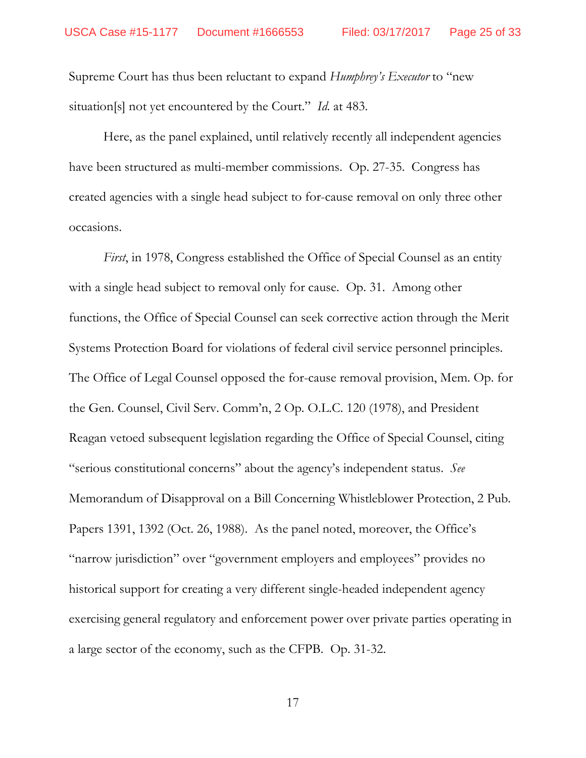Supreme Court has thus been reluctant to expand *Humphrey's Executor* to "new situation[s] not yet encountered by the Court." *Id.* at 483.

Here, as the panel explained, until relatively recently all independent agencies have been structured as multi-member commissions. Op. 27-35. Congress has created agencies with a single head subject to for-cause removal on only three other occasions.

*First*, in 1978, Congress established the Office of Special Counsel as an entity with a single head subject to removal only for cause. Op. 31. Among other functions, the Office of Special Counsel can seek corrective action through the Merit Systems Protection Board for violations of federal civil service personnel principles. The Office of Legal Counsel opposed the for-cause removal provision, Mem. Op. for the Gen. Counsel, Civil Serv. Comm'n, 2 Op. O.L.C. 120 (1978), and President Reagan vetoed subsequent legislation regarding the Office of Special Counsel, citing "serious constitutional concerns" about the agency's independent status. *See* Memorandum of Disapproval on a Bill Concerning Whistleblower Protection, 2 Pub. Papers 1391, 1392 (Oct. 26, 1988). As the panel noted, moreover, the Office's "narrow jurisdiction" over "government employers and employees" provides no historical support for creating a very different single-headed independent agency exercising general regulatory and enforcement power over private parties operating in a large sector of the economy, such as the CFPB. Op. 31-32.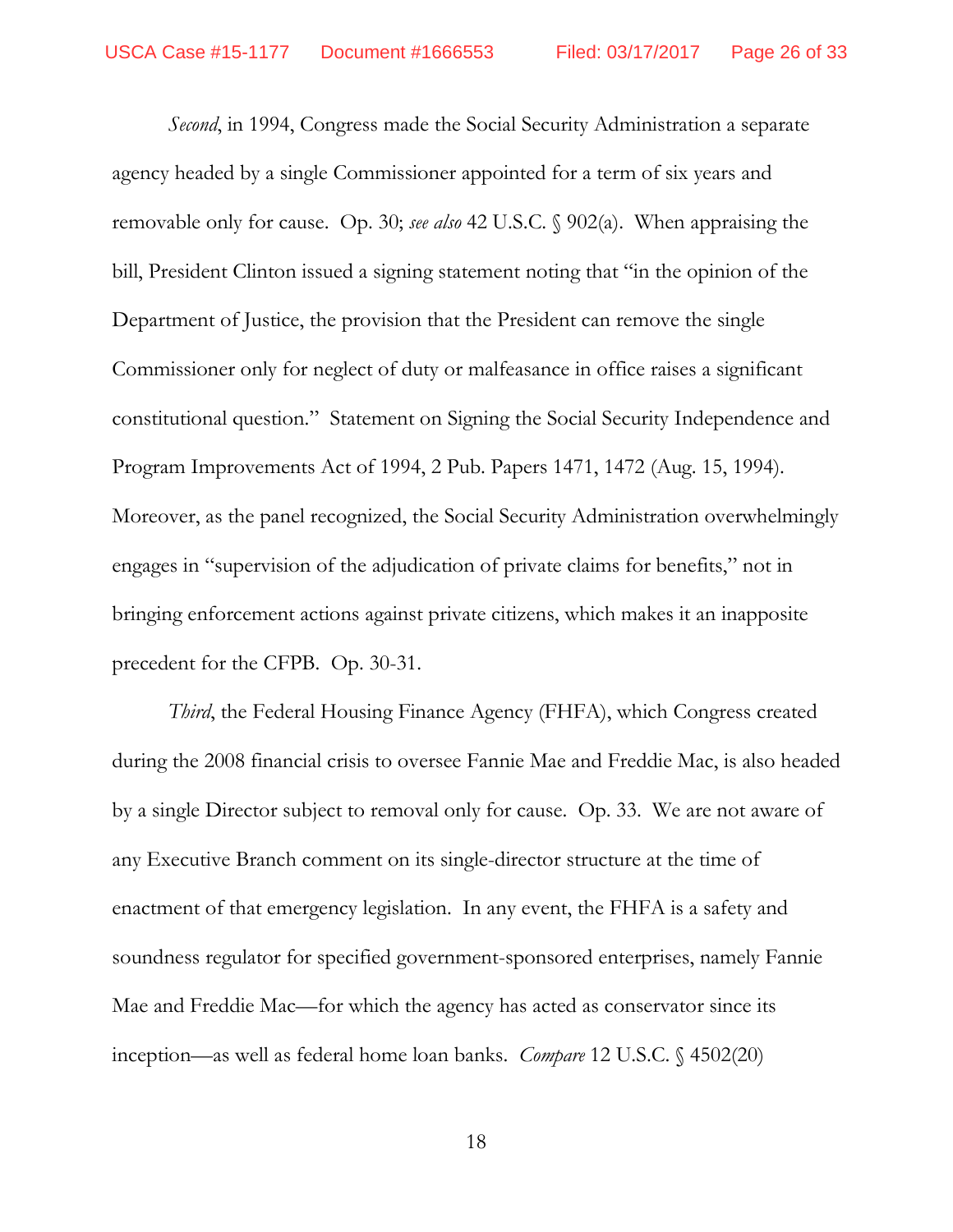*Second*, in 1994, Congress made the Social Security Administration a separate agency headed by a single Commissioner appointed for a term of six years and removable only for cause. Op. 30; *see also* 42 U.S.C. § 902(a). When appraising the bill, President Clinton issued a signing statement noting that "in the opinion of the Department of Justice, the provision that the President can remove the single Commissioner only for neglect of duty or malfeasance in office raises a significant constitutional question." Statement on Signing the Social Security Independence and Program Improvements Act of 1994, 2 Pub. Papers 1471, 1472 (Aug. 15, 1994). Moreover, as the panel recognized, the Social Security Administration overwhelmingly engages in "supervision of the adjudication of private claims for benefits," not in bringing enforcement actions against private citizens, which makes it an inapposite precedent for the CFPB. Op. 30-31.

*Third*, the Federal Housing Finance Agency (FHFA), which Congress created during the 2008 financial crisis to oversee Fannie Mae and Freddie Mac, is also headed by a single Director subject to removal only for cause. Op. 33. We are not aware of any Executive Branch comment on its single-director structure at the time of enactment of that emergency legislation. In any event, the FHFA is a safety and soundness regulator for specified government-sponsored enterprises, namely Fannie Mae and Freddie Mac—for which the agency has acted as conservator since its inception—as well as federal home loan banks. *Compare* 12 U.S.C. § 4502(20)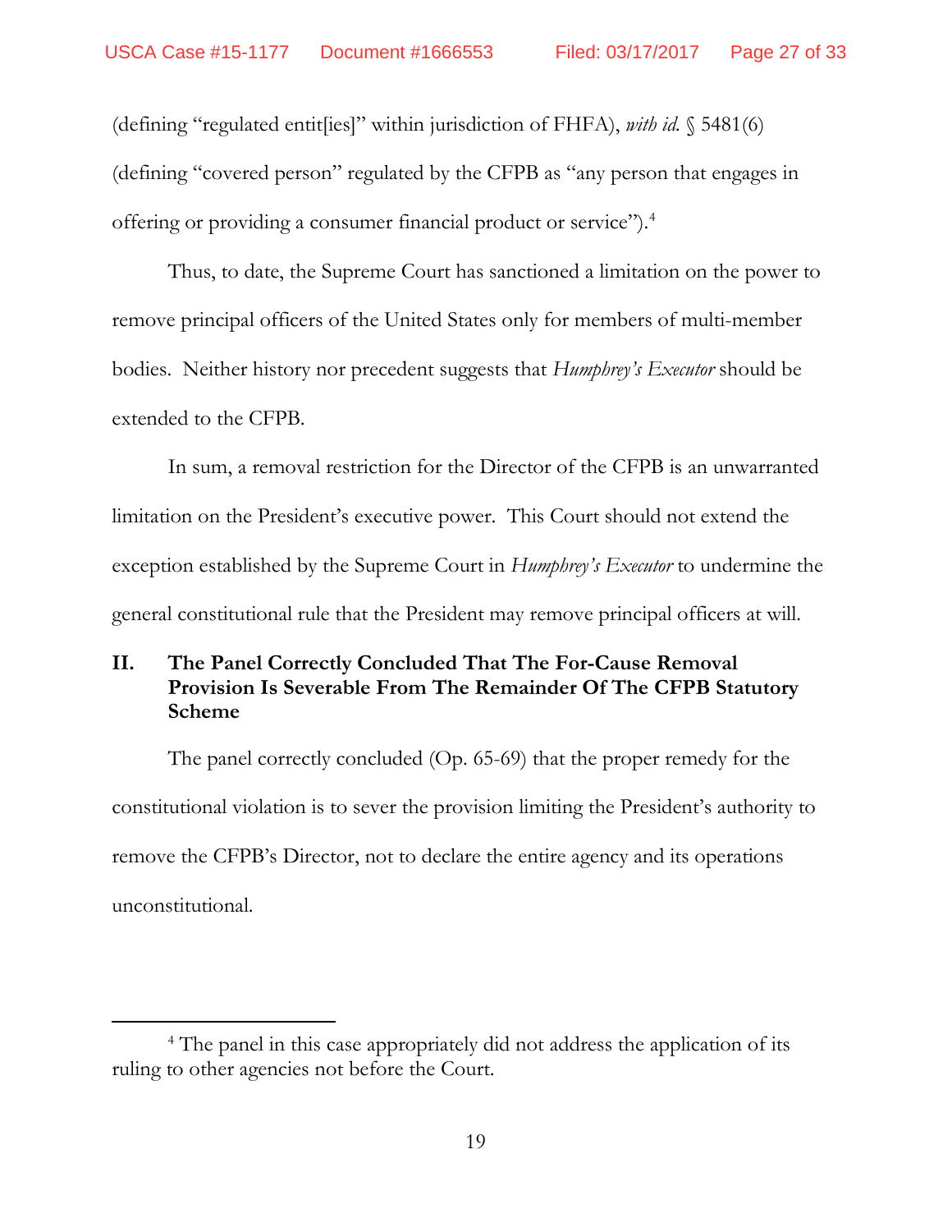(defining "regulated entit[ies]" within jurisdiction of FHFA), *with id.* § 5481(6) (defining "covered person" regulated by the CFPB as "any person that engages in offering or providing a consumer financial product or service").[4]

Thus, to date, the Supreme Court has sanctioned a limitation on the power to remove principal officers of the United States only for members of multi-member bodies. Neither history nor precedent suggests that *Humphrey's Executor* should be extended to the CFPB.

In sum, a removal restriction for the Director of the CFPB is an unwarranted limitation on the President's executive power. This Court should not extend the exception established by the Supreme Court in *Humphrey's Executor* to undermine the general constitutional rule that the President may remove principal officers at will.

## II. The Panel Correctly Concluded That The For-Cause Removal Provision Is Severable From The Remainder Of The CFPB Statutory Scheme

The panel correctly concluded (Op. 65-69) that the proper remedy for the constitutional violation is to sever the provision limiting the President's authority to remove the CFPB's Director, not to declare the entire agency and its operations unconstitutional.

---

[4] The panel in this case appropriately did not address the application of its ruling to other agencies not before the Court.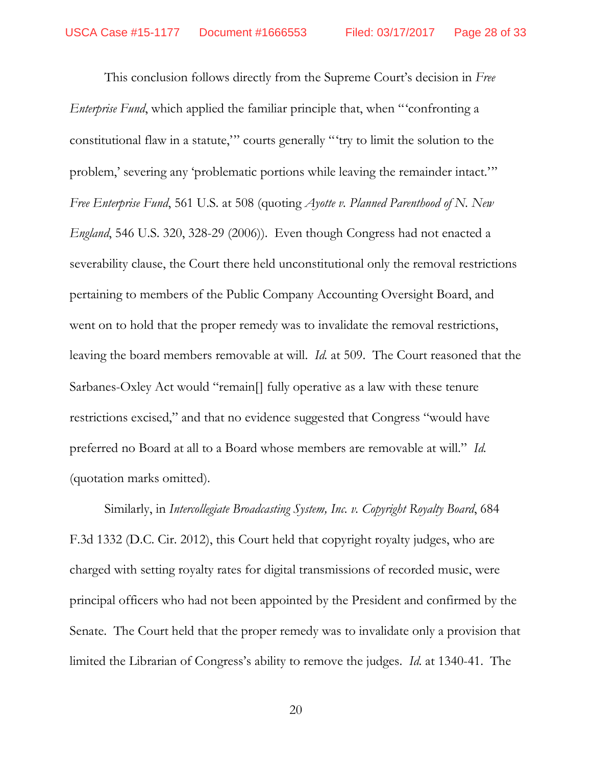This conclusion follows directly from the Supreme Court's decision in *Free Enterprise Fund*, which applied the familiar principle that, when "'confronting a constitutional flaw in a statute,'" courts generally "'try to limit the solution to the problem,' severing any 'problematic portions while leaving the remainder intact.'" *Free Enterprise Fund*, 561 U.S. at 508 (quoting *Ayotte v. Planned Parenthood of N. New England*, 546 U.S. 320, 328-29 (2006)). Even though Congress had not enacted a severability clause, the Court there held unconstitutional only the removal restrictions pertaining to members of the Public Company Accounting Oversight Board, and went on to hold that the proper remedy was to invalidate the removal restrictions, leaving the board members removable at will. *Id.* at 509. The Court reasoned that the Sarbanes-Oxley Act would "remain[] fully operative as a law with these tenure restrictions excised," and that no evidence suggested that Congress "would have preferred no Board at all to a Board whose members are removable at will." *Id.* (quotation marks omitted).

Similarly, in *Intercollegiate Broadcasting System, Inc. v. Copyright Royalty Board*, 684 F.3d 1332 (D.C. Cir. 2012), this Court held that copyright royalty judges, who are charged with setting royalty rates for digital transmissions of recorded music, were principal officers who had not been appointed by the President and confirmed by the Senate. The Court held that the proper remedy was to invalidate only a provision that limited the Librarian of Congress's ability to remove the judges. *Id.* at 1340-41. The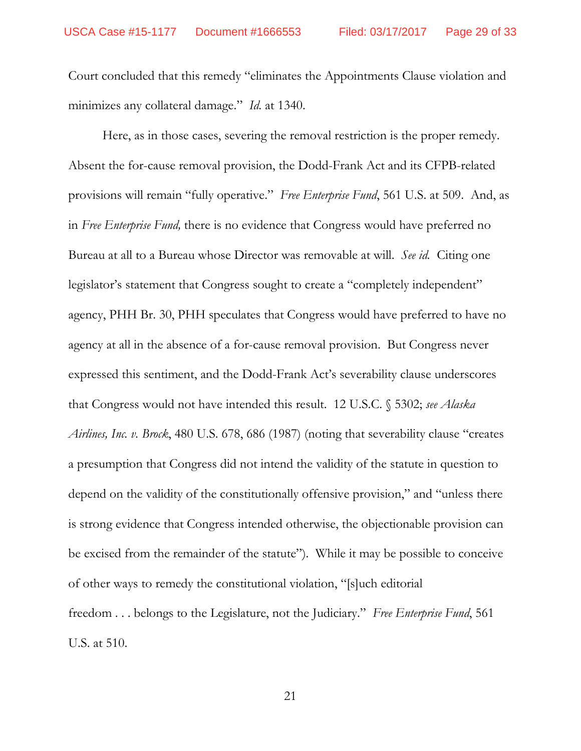Court concluded that this remedy "eliminates the Appointments Clause violation and minimizes any collateral damage." *Id.* at 1340.

Here, as in those cases, severing the removal restriction is the proper remedy. Absent the for-cause removal provision, the Dodd-Frank Act and its CFPB-related provisions will remain "fully operative." *Free Enterprise Fund*, 561 U.S. at 509. And, as in *Free Enterprise Fund,* there is no evidence that Congress would have preferred no Bureau at all to a Bureau whose Director was removable at will. *See id.* Citing one legislator's statement that Congress sought to create a "completely independent" agency, PHH Br. 30, PHH speculates that Congress would have preferred to have no agency at all in the absence of a for-cause removal provision. But Congress never expressed this sentiment, and the Dodd-Frank Act's severability clause underscores that Congress would not have intended this result. 12 U.S.C. § 5302; *see Alaska Airlines, Inc. v. Brock*, 480 U.S. 678, 686 (1987) (noting that severability clause "creates a presumption that Congress did not intend the validity of the statute in question to depend on the validity of the constitutionally offensive provision," and "unless there is strong evidence that Congress intended otherwise, the objectionable provision can be excised from the remainder of the statute"). While it may be possible to conceive of other ways to remedy the constitutional violation, "[s]uch editorial freedom . . . belongs to the Legislature, not the Judiciary." *Free Enterprise Fund*, 561 U.S. at 510.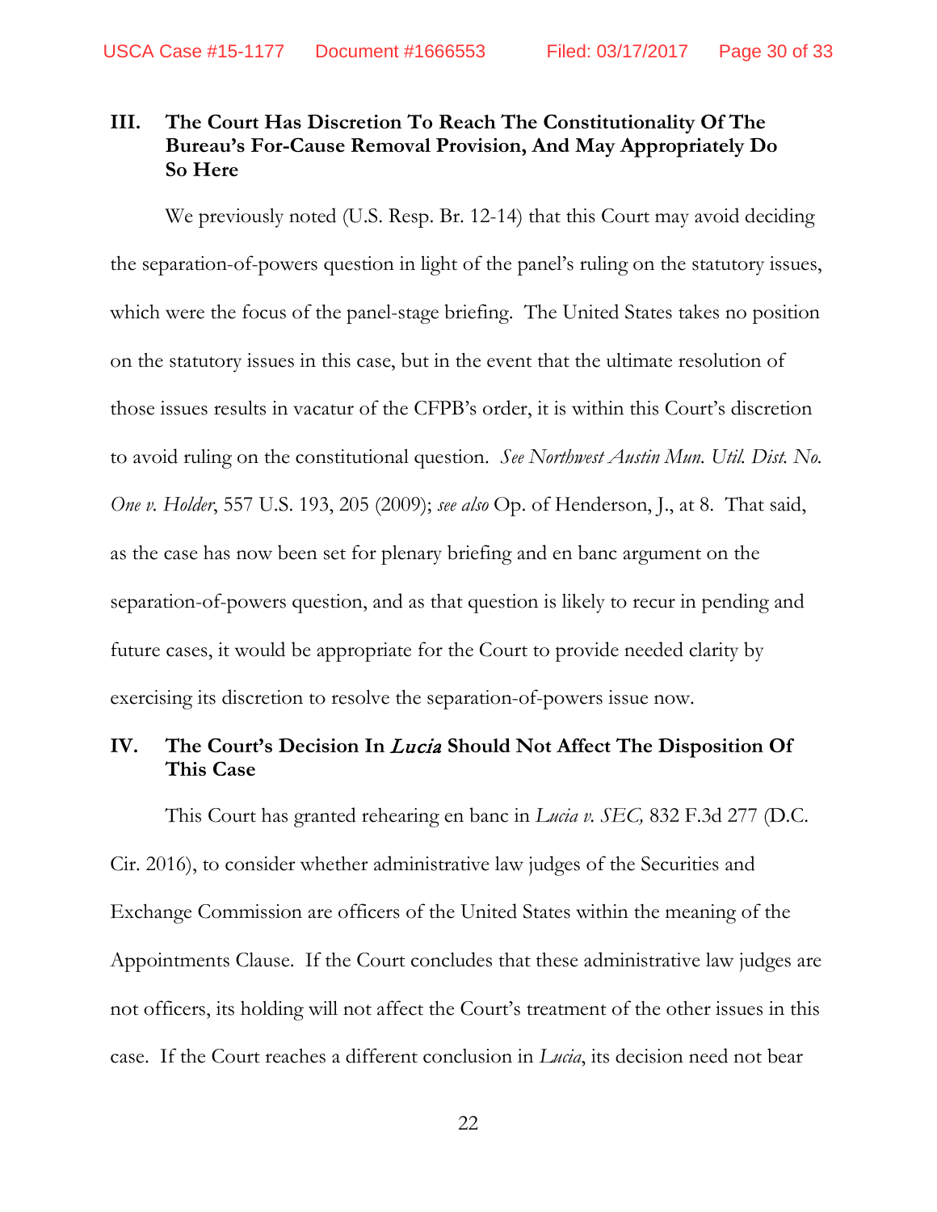## III. The Court Has Discretion To Reach The Constitutionality Of The Bureau's For-Cause Removal Provision, And May Appropriately Do So Here

We previously noted (U.S. Resp. Br. 12-14) that this Court may avoid deciding the separation-of-powers question in light of the panel's ruling on the statutory issues, which were the focus of the panel-stage briefing. The United States takes no position on the statutory issues in this case, but in the event that the ultimate resolution of those issues results in vacatur of the CFPB's order, it is within this Court's discretion to avoid ruling on the constitutional question. *See Northwest Austin Mun. Util. Dist. No. One v. Holder*, 557 U.S. 193, 205 (2009); *see also* Op. of Henderson, J., at 8. That said, as the case has now been set for plenary briefing and en banc argument on the separation-of-powers question, and as that question is likely to recur in pending and future cases, it would be appropriate for the Court to provide needed clarity by exercising its discretion to resolve the separation-of-powers issue now.

## IV. The Court's Decision In *Lucia* Should Not Affect The Disposition Of This Case

This Court has granted rehearing en banc in *Lucia v. SEC,* 832 F.3d 277 (D.C. Cir. 2016), to consider whether administrative law judges of the Securities and Exchange Commission are officers of the United States within the meaning of the Appointments Clause. If the Court concludes that these administrative law judges are not officers, its holding will not affect the Court's treatment of the other issues in this case. If the Court reaches a different conclusion in *Lucia*, its decision need not bear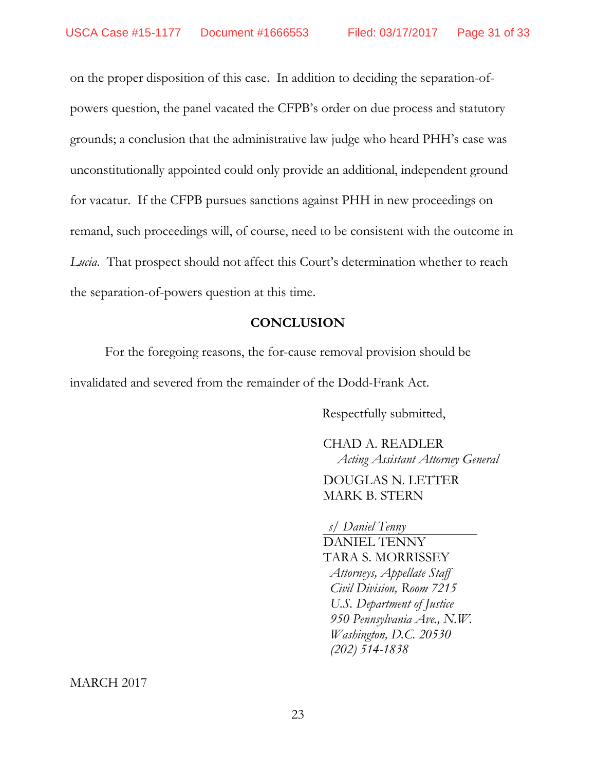on the proper disposition of this case. In addition to deciding the separation-of-powers question, the panel vacated the CFPB's order on due process and statutory grounds; a conclusion that the administrative law judge who heard PHH's case was unconstitutionally appointed could only provide an additional, independent ground for vacatur. If the CFPB pursues sanctions against PHH in new proceedings on remand, such proceedings will, of course, need to be consistent with the outcome in *Lucia*. That prospect should not affect this Court's determination whether to reach the separation-of-powers question at this time.

## CONCLUSION

For the foregoing reasons, the for-cause removal provision should be invalidated and severed from the remainder of the Dodd-Frank Act.

Respectfully submitted,

CHAD A. READLER
*Acting Assistant Attorney General*

DOUGLAS N. LETTER
MARK B. STERN

*s/ Daniel Tenny*

DANIEL TENNY
TARA S. MORRISSEY
*Attorneys, Appellate Staff*
*Civil Division, Room 7215*
*U.S. Department of Justice*
*950 Pennsylvania Ave., N.W.*
*Washington, D.C. 20530*
*(202) 514-1838*

MARCH 2017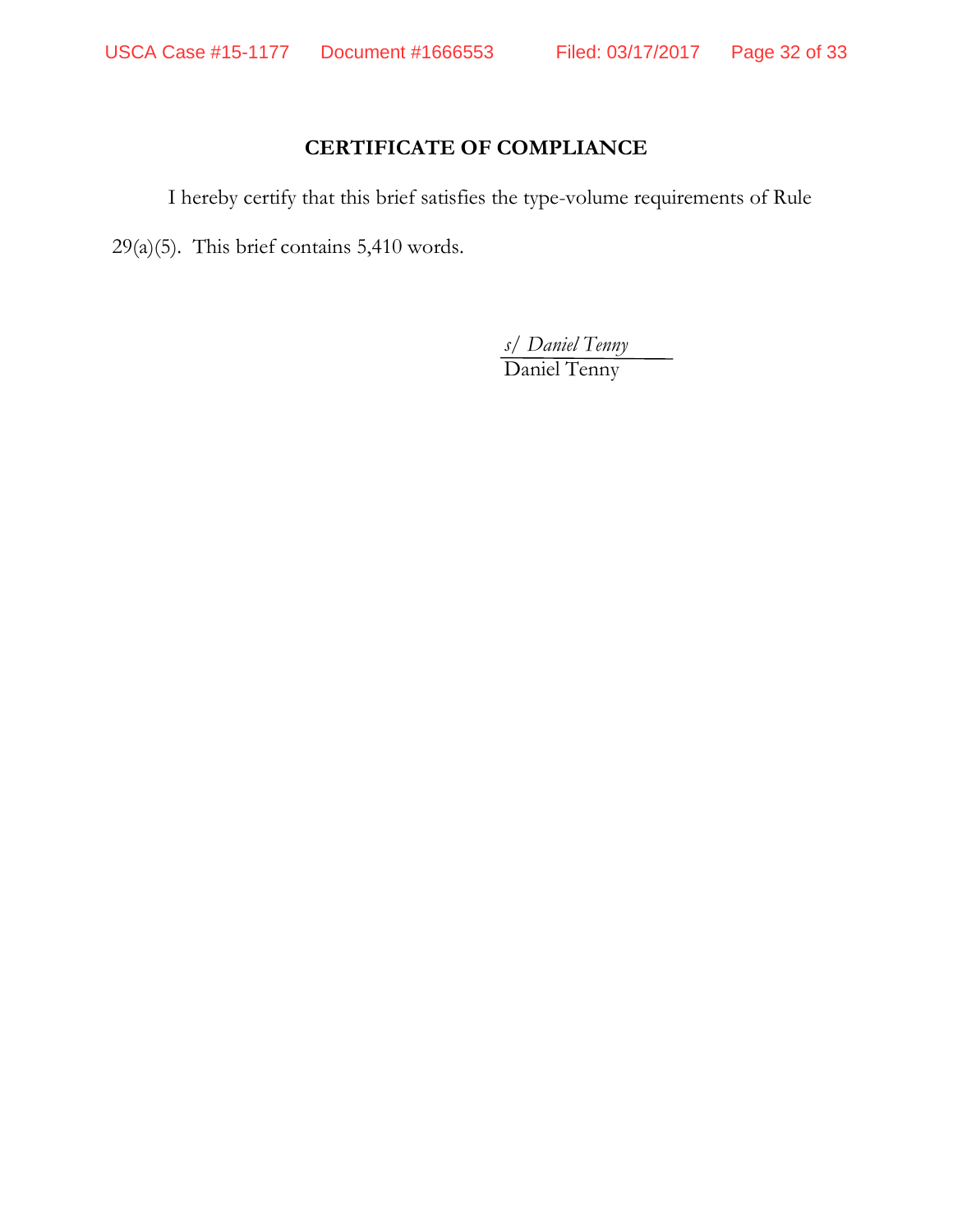## CERTIFICATE OF COMPLIANCE

I hereby certify that this brief satisfies the type-volume requirements of Rule 29(a)(5). This brief contains 5,410 words.

*s/ Daniel Tenny*
Daniel Tenny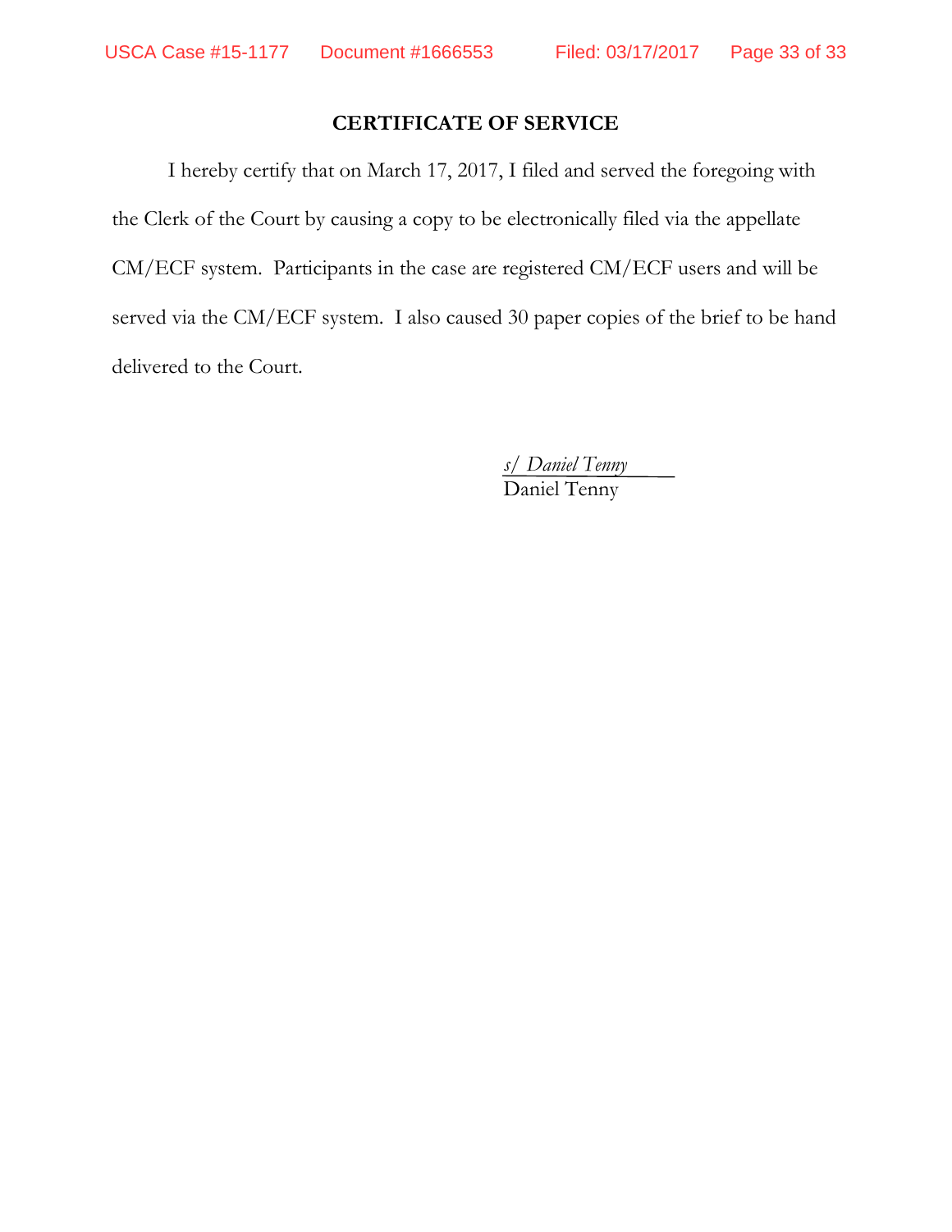## CERTIFICATE OF SERVICE

I hereby certify that on March 17, 2017, I filed and served the foregoing with the Clerk of the Court by causing a copy to be electronically filed via the appellate CM/ECF system. Participants in the case are registered CM/ECF users and will be served via the CM/ECF system. I also caused 30 paper copies of the brief to be hand delivered to the Court.

*s/ Daniel Tenny*
Daniel Tenny